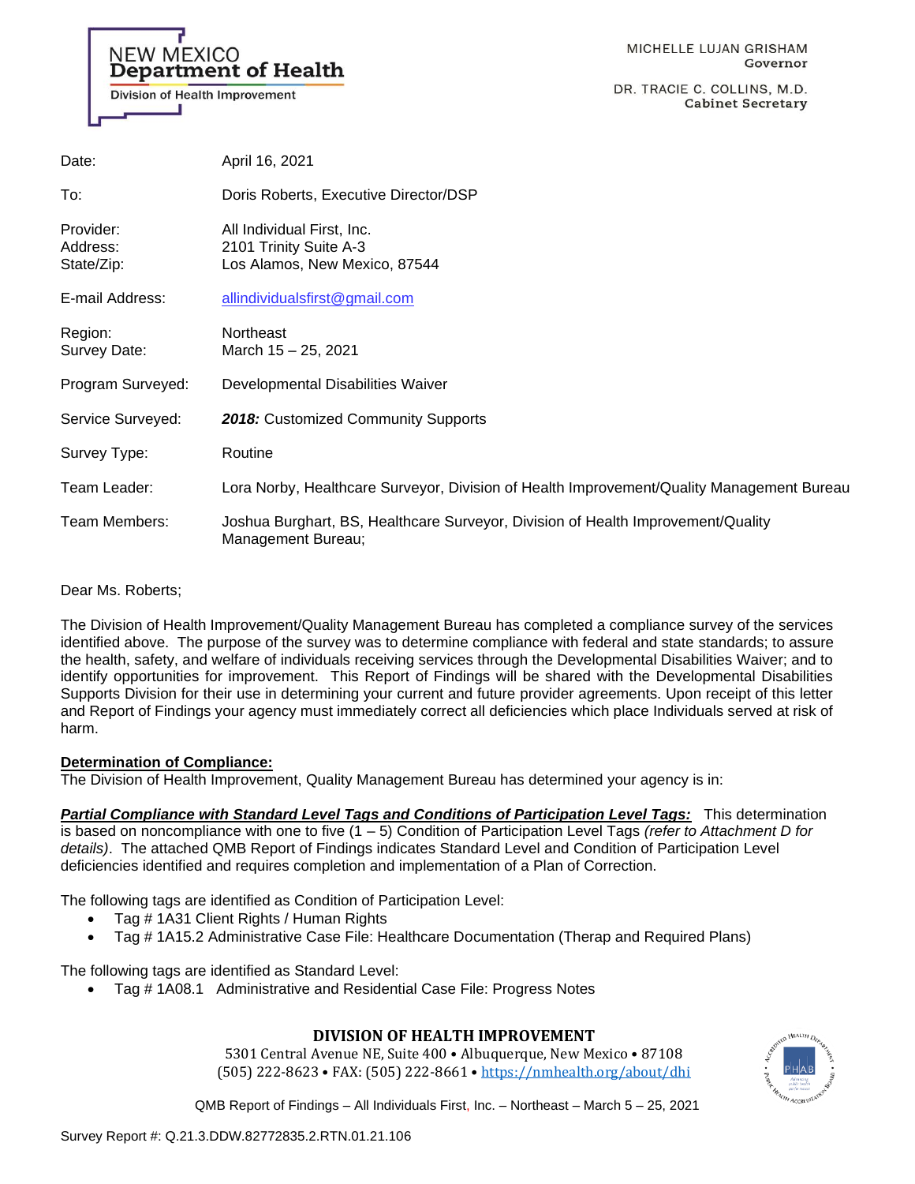NEW MEXICO
**Department of Health**
Division of Health Improvement

MICHELLE LUJAN GRISHAM
**Governor**

DR. TRACIE C. COLLINS, M.D.
**Cabinet Secretary**

| | |
|---|---|
| Date: | April 16, 2021 |
| To: | Doris Roberts, Executive Director/DSP |
| Provider: | All Individual First, Inc. |
| Address: | 2101 Trinity Suite A-3 |
| State/Zip: | Los Alamos, New Mexico, 87544 |
| E-mail Address: | allindividualsfirst@gmail.com |
| Region: | Northeast |
| Survey Date: | March 15 – 25, 2021 |
| Program Surveyed: | Developmental Disabilities Waiver |
| Service Surveyed: | ***2018:*** Customized Community Supports |
| Survey Type: | Routine |
| Team Leader: | Lora Norby, Healthcare Surveyor, Division of Health Improvement/Quality Management Bureau |
| Team Members: | Joshua Burghart, BS, Healthcare Surveyor, Division of Health Improvement/Quality Management Bureau; |

Dear Ms. Roberts;

The Division of Health Improvement/Quality Management Bureau has completed a compliance survey of the services identified above. The purpose of the survey was to determine compliance with federal and state standards; to assure the health, safety, and welfare of individuals receiving services through the Developmental Disabilities Waiver; and to identify opportunities for improvement. This Report of Findings will be shared with the Developmental Disabilities Supports Division for their use in determining your current and future provider agreements. Upon receipt of this letter and Report of Findings your agency must immediately correct all deficiencies which place Individuals served at risk of harm.

**Determination of Compliance:**
The Division of Health Improvement, Quality Management Bureau has determined your agency is in:

***Partial Compliance with Standard Level Tags and Conditions of Participation Level Tags:*** This determination is based on noncompliance with one to five (1 – 5) Condition of Participation Level Tags *(refer to Attachment D for details)*. The attached QMB Report of Findings indicates Standard Level and Condition of Participation Level deficiencies identified and requires completion and implementation of a Plan of Correction.

The following tags are identified as Condition of Participation Level:
- Tag # 1A31 Client Rights / Human Rights
- Tag # 1A15.2 Administrative Case File: Healthcare Documentation (Therap and Required Plans)

The following tags are identified as Standard Level:
- Tag # 1A08.1 Administrative and Residential Case File: Progress Notes

**DIVISION OF HEALTH IMPROVEMENT**
5301 Central Avenue NE, Suite 400 • Albuquerque, New Mexico • 87108
(505) 222-8623 • FAX: (505) 222-8661 • https://nmhealth.org/about/dhi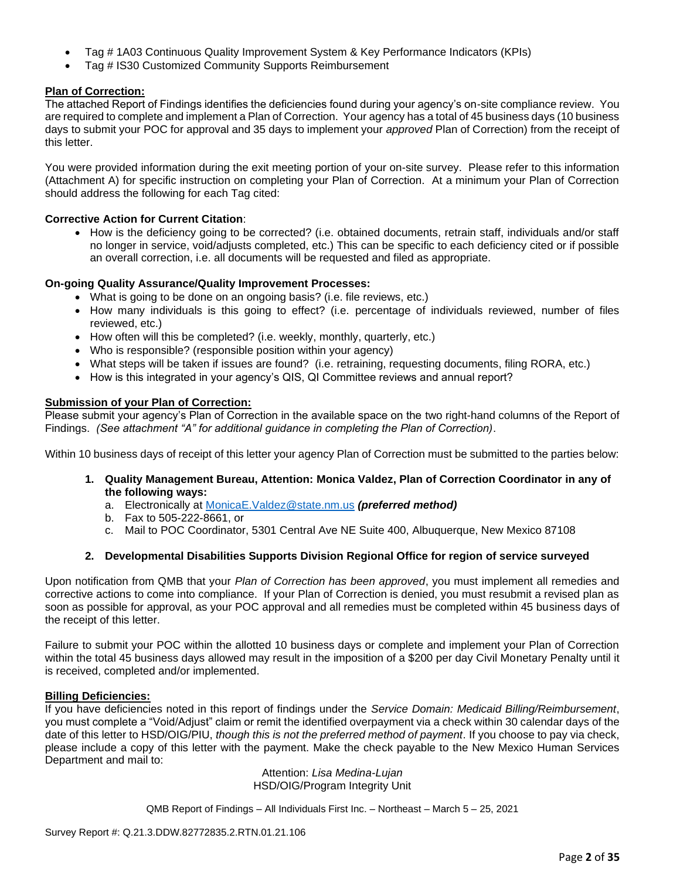- Tag # 1A03 Continuous Quality Improvement System & Key Performance Indicators (KPIs)
- Tag # IS30 Customized Community Supports Reimbursement

**Plan of Correction:**
The attached Report of Findings identifies the deficiencies found during your agency's on-site compliance review. You are required to complete and implement a Plan of Correction. Your agency has a total of 45 business days (10 business days to submit your POC for approval and 35 days to implement your *approved* Plan of Correction) from the receipt of this letter.

You were provided information during the exit meeting portion of your on-site survey. Please refer to this information (Attachment A) for specific instruction on completing your Plan of Correction. At a minimum your Plan of Correction should address the following for each Tag cited:

**Corrective Action for Current Citation**:

- How is the deficiency going to be corrected? (i.e. obtained documents, retrain staff, individuals and/or staff no longer in service, void/adjusts completed, etc.) This can be specific to each deficiency cited or if possible an overall correction, i.e. all documents will be requested and filed as appropriate.

**On-going Quality Assurance/Quality Improvement Processes:**

- What is going to be done on an ongoing basis? (i.e. file reviews, etc.)
- How many individuals is this going to effect? (i.e. percentage of individuals reviewed, number of files reviewed, etc.)
- How often will this be completed? (i.e. weekly, monthly, quarterly, etc.)
- Who is responsible? (responsible position within your agency)
- What steps will be taken if issues are found? (i.e. retraining, requesting documents, filing RORA, etc.)
- How is this integrated in your agency's QIS, QI Committee reviews and annual report?

**Submission of your Plan of Correction:**
Please submit your agency's Plan of Correction in the available space on the two right-hand columns of the Report of Findings. *(See attachment "A" for additional guidance in completing the Plan of Correction)*.

Within 10 business days of receipt of this letter your agency Plan of Correction must be submitted to the parties below:

1. **Quality Management Bureau, Attention: Monica Valdez, Plan of Correction Coordinator in any of the following ways:**
   a. Electronically at MonicaE.Valdez@state.nm.us ***(preferred method)***
   b. Fax to 505-222-8661, or
   c. Mail to POC Coordinator, 5301 Central Ave NE Suite 400, Albuquerque, New Mexico 87108

2. **Developmental Disabilities Supports Division Regional Office for region of service surveyed**

Upon notification from QMB that your *Plan of Correction has been approved*, you must implement all remedies and corrective actions to come into compliance. If your Plan of Correction is denied, you must resubmit a revised plan as soon as possible for approval, as your POC approval and all remedies must be completed within 45 business days of the receipt of this letter.

Failure to submit your POC within the allotted 10 business days or complete and implement your Plan of Correction within the total 45 business days allowed may result in the imposition of a $200 per day Civil Monetary Penalty until it is received, completed and/or implemented.

**Billing Deficiencies:**
If you have deficiencies noted in this report of findings under the *Service Domain: Medicaid Billing/Reimbursement*, you must complete a "Void/Adjust" claim or remit the identified overpayment via a check within 30 calendar days of the date of this letter to HSD/OIG/PIU, *though this is not the preferred method of payment*. If you choose to pay via check, please include a copy of this letter with the payment. Make the check payable to the New Mexico Human Services Department and mail to:

Attention: *Lisa Medina-Lujan*
HSD/OIG/Program Integrity Unit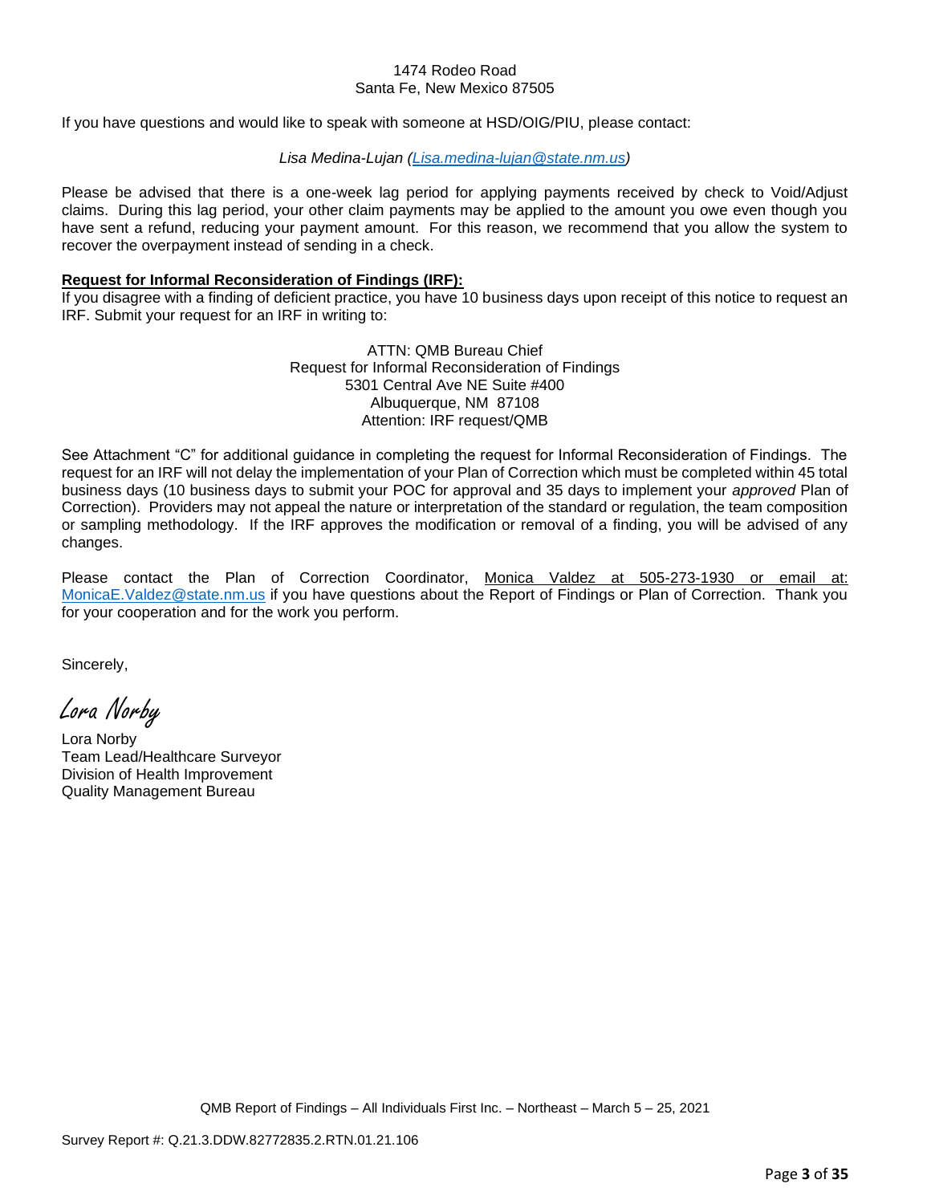1474 Rodeo Road
Santa Fe, New Mexico 87505

If you have questions and would like to speak with someone at HSD/OIG/PIU, please contact:

*Lisa Medina-Lujan (Lisa.medina-lujan@state.nm.us)*

Please be advised that there is a one-week lag period for applying payments received by check to Void/Adjust claims. During this lag period, your other claim payments may be applied to the amount you owe even though you have sent a refund, reducing your payment amount. For this reason, we recommend that you allow the system to recover the overpayment instead of sending in a check.

**Request for Informal Reconsideration of Findings (IRF):**
If you disagree with a finding of deficient practice, you have 10 business days upon receipt of this notice to request an IRF. Submit your request for an IRF in writing to:

ATTN: QMB Bureau Chief
Request for Informal Reconsideration of Findings
5301 Central Ave NE Suite #400
Albuquerque, NM 87108
Attention: IRF request/QMB

See Attachment "C" for additional guidance in completing the request for Informal Reconsideration of Findings. The request for an IRF will not delay the implementation of your Plan of Correction which must be completed within 45 total business days (10 business days to submit your POC for approval and 35 days to implement your *approved* Plan of Correction). Providers may not appeal the nature or interpretation of the standard or regulation, the team composition or sampling methodology. If the IRF approves the modification or removal of a finding, you will be advised of any changes.

Please contact the Plan of Correction Coordinator, Monica Valdez at 505-273-1930 or email at: MonicaE.Valdez@state.nm.us if you have questions about the Report of Findings or Plan of Correction. Thank you for your cooperation and for the work you perform.

Sincerely,

*Lora Norby*

Lora Norby
Team Lead/Healthcare Surveyor
Division of Health Improvement
Quality Management Bureau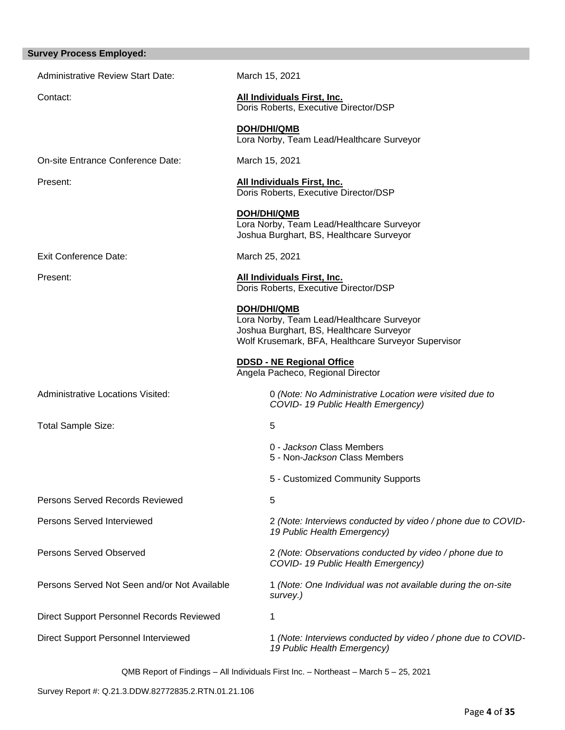## Survey Process Employed:

| | |
|---|---|
| Administrative Review Start Date: | March 15, 2021 |
| Contact: | **All Individuals First, Inc.**<br>Doris Roberts, Executive Director/DSP<br><br>**DOH/DHI/QMB**<br>Lora Norby, Team Lead/Healthcare Surveyor |
| On-site Entrance Conference Date: | March 15, 2021 |
| Present: | **All Individuals First, Inc.**<br>Doris Roberts, Executive Director/DSP<br><br>**DOH/DHI/QMB**<br>Lora Norby, Team Lead/Healthcare Surveyor<br>Joshua Burghart, BS, Healthcare Surveyor |
| Exit Conference Date: | March 25, 2021 |
| Present: | **All Individuals First, Inc.**<br>Doris Roberts, Executive Director/DSP<br><br>**DOH/DHI/QMB**<br>Lora Norby, Team Lead/Healthcare Surveyor<br>Joshua Burghart, BS, Healthcare Surveyor<br>Wolf Krusemark, BFA, Healthcare Surveyor Supervisor<br><br>**DDSD - NE Regional Office**<br>Angela Pacheco, Regional Director |
| Administrative Locations Visited: | 0 *(Note: No Administrative Location were visited due to COVID- 19 Public Health Emergency)* |
| Total Sample Size: | 5<br><br>0 - *Jackson* Class Members<br>5 - Non-*Jackson* Class Members<br><br>5 - Customized Community Supports |
| Persons Served Records Reviewed | 5 |
| Persons Served Interviewed | 2 *(Note: Interviews conducted by video / phone due to COVID-19 Public Health Emergency)* |
| Persons Served Observed | 2 *(Note: Observations conducted by video / phone due to COVID- 19 Public Health Emergency)* |
| Persons Served Not Seen and/or Not Available | 1 *(Note: One Individual was not available during the on-site survey.)* |
| Direct Support Personnel Records Reviewed | 1 |
| Direct Support Personnel Interviewed | 1 *(Note: Interviews conducted by video / phone due to COVID-19 Public Health Emergency)* |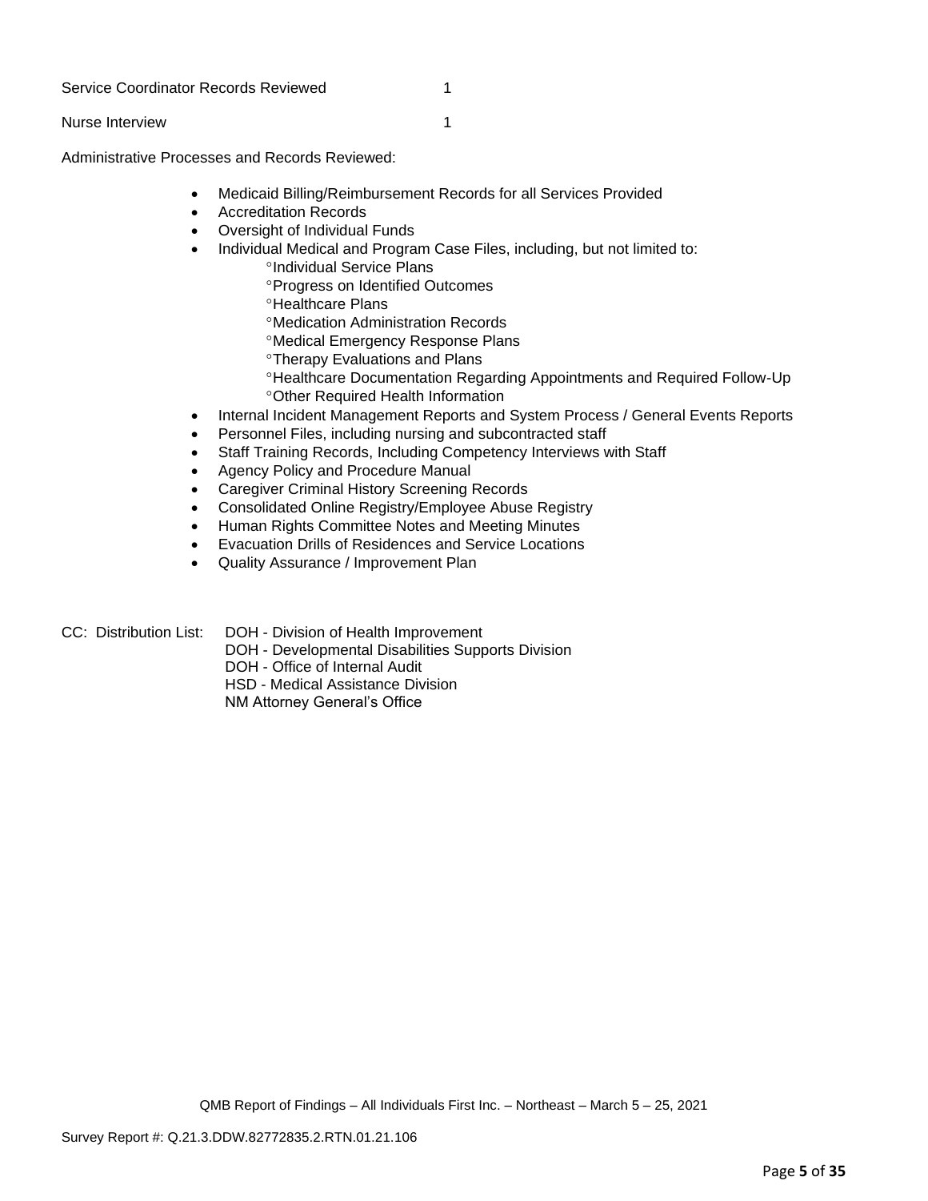Service Coordinator Records Reviewed 1

Nurse Interview 1

Administrative Processes and Records Reviewed:

- Medicaid Billing/Reimbursement Records for all Services Provided
- Accreditation Records
- Oversight of Individual Funds
- Individual Medical and Program Case Files, including, but not limited to:
  - Individual Service Plans
  - Progress on Identified Outcomes
  - Healthcare Plans
  - Medication Administration Records
  - Medical Emergency Response Plans
  - Therapy Evaluations and Plans
  - Healthcare Documentation Regarding Appointments and Required Follow-Up
  - Other Required Health Information
- Internal Incident Management Reports and System Process / General Events Reports
- Personnel Files, including nursing and subcontracted staff
- Staff Training Records, Including Competency Interviews with Staff
- Agency Policy and Procedure Manual
- Caregiver Criminal History Screening Records
- Consolidated Online Registry/Employee Abuse Registry
- Human Rights Committee Notes and Meeting Minutes
- Evacuation Drills of Residences and Service Locations
- Quality Assurance / Improvement Plan

CC: Distribution List:
DOH - Division of Health Improvement
DOH - Developmental Disabilities Supports Division
DOH - Office of Internal Audit
HSD - Medical Assistance Division
NM Attorney General's Office

QMB Report of Findings – All Individuals First Inc. – Northeast – March 5 – 25, 2021

Survey Report #: Q.21.3.DDW.82772835.2.RTN.01.21.106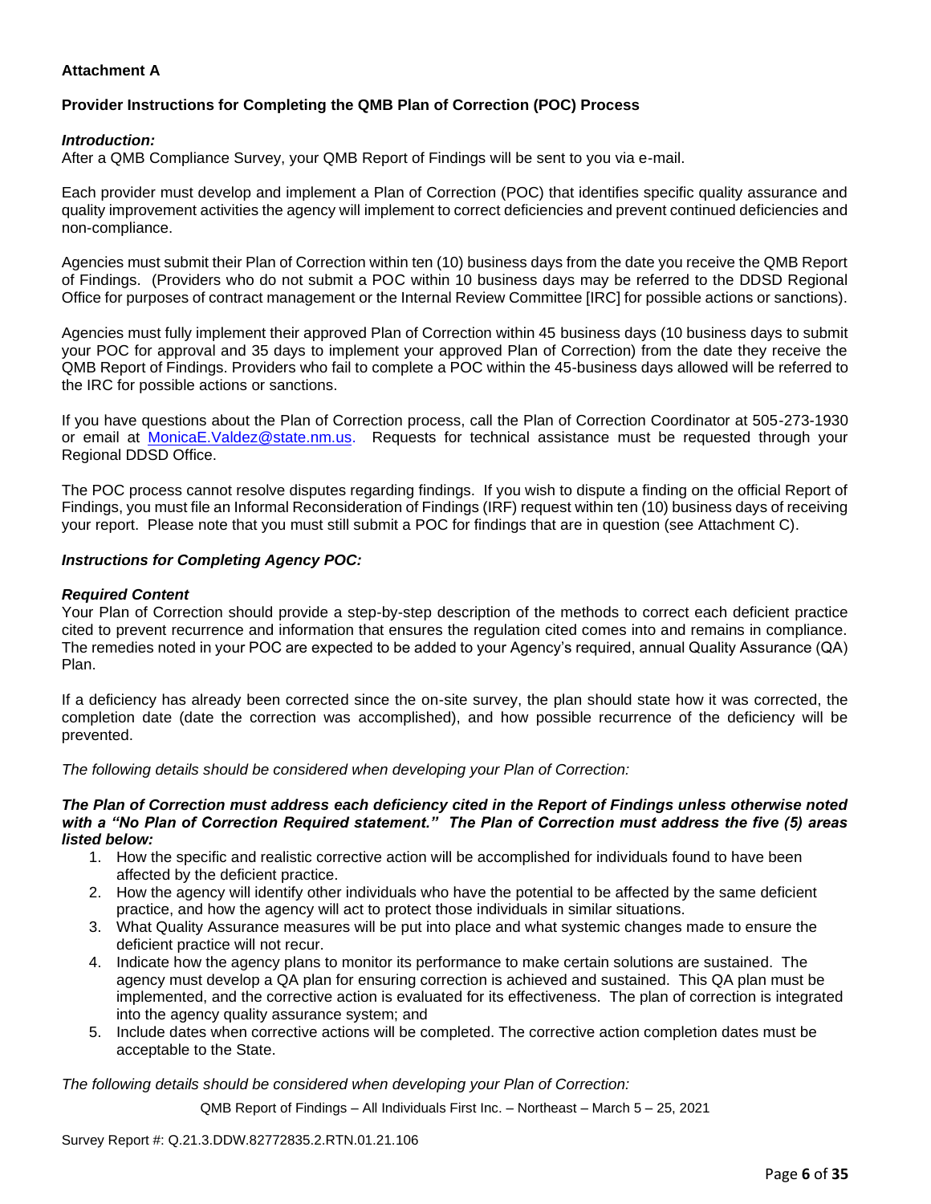**Attachment A**

**Provider Instructions for Completing the QMB Plan of Correction (POC) Process**

***Introduction:***

After a QMB Compliance Survey, your QMB Report of Findings will be sent to you via e-mail.

Each provider must develop and implement a Plan of Correction (POC) that identifies specific quality assurance and quality improvement activities the agency will implement to correct deficiencies and prevent continued deficiencies and non-compliance.

Agencies must submit their Plan of Correction within ten (10) business days from the date you receive the QMB Report of Findings. (Providers who do not submit a POC within 10 business days may be referred to the DDSD Regional Office for purposes of contract management or the Internal Review Committee [IRC] for possible actions or sanctions).

Agencies must fully implement their approved Plan of Correction within 45 business days (10 business days to submit your POC for approval and 35 days to implement your approved Plan of Correction) from the date they receive the QMB Report of Findings. Providers who fail to complete a POC within the 45-business days allowed will be referred to the IRC for possible actions or sanctions.

If you have questions about the Plan of Correction process, call the Plan of Correction Coordinator at 505-273-1930 or email at MonicaE.Valdez@state.nm.us. Requests for technical assistance must be requested through your Regional DDSD Office.

The POC process cannot resolve disputes regarding findings. If you wish to dispute a finding on the official Report of Findings, you must file an Informal Reconsideration of Findings (IRF) request within ten (10) business days of receiving your report. Please note that you must still submit a POC for findings that are in question (see Attachment C).

***Instructions for Completing Agency POC:***

***Required Content***

Your Plan of Correction should provide a step-by-step description of the methods to correct each deficient practice cited to prevent recurrence and information that ensures the regulation cited comes into and remains in compliance. The remedies noted in your POC are expected to be added to your Agency's required, annual Quality Assurance (QA) Plan.

If a deficiency has already been corrected since the on-site survey, the plan should state how it was corrected, the completion date (date the correction was accomplished), and how possible recurrence of the deficiency will be prevented.

*The following details should be considered when developing your Plan of Correction:*

***The Plan of Correction must address each deficiency cited in the Report of Findings unless otherwise noted with a "No Plan of Correction Required statement." The Plan of Correction must address the five (5) areas listed below:***

1. How the specific and realistic corrective action will be accomplished for individuals found to have been affected by the deficient practice.
2. How the agency will identify other individuals who have the potential to be affected by the same deficient practice, and how the agency will act to protect those individuals in similar situations.
3. What Quality Assurance measures will be put into place and what systemic changes made to ensure the deficient practice will not recur.
4. Indicate how the agency plans to monitor its performance to make certain solutions are sustained. The agency must develop a QA plan for ensuring correction is achieved and sustained. This QA plan must be implemented, and the corrective action is evaluated for its effectiveness. The plan of correction is integrated into the agency quality assurance system; and
5. Include dates when corrective actions will be completed. The corrective action completion dates must be acceptable to the State.

*The following details should be considered when developing your Plan of Correction:*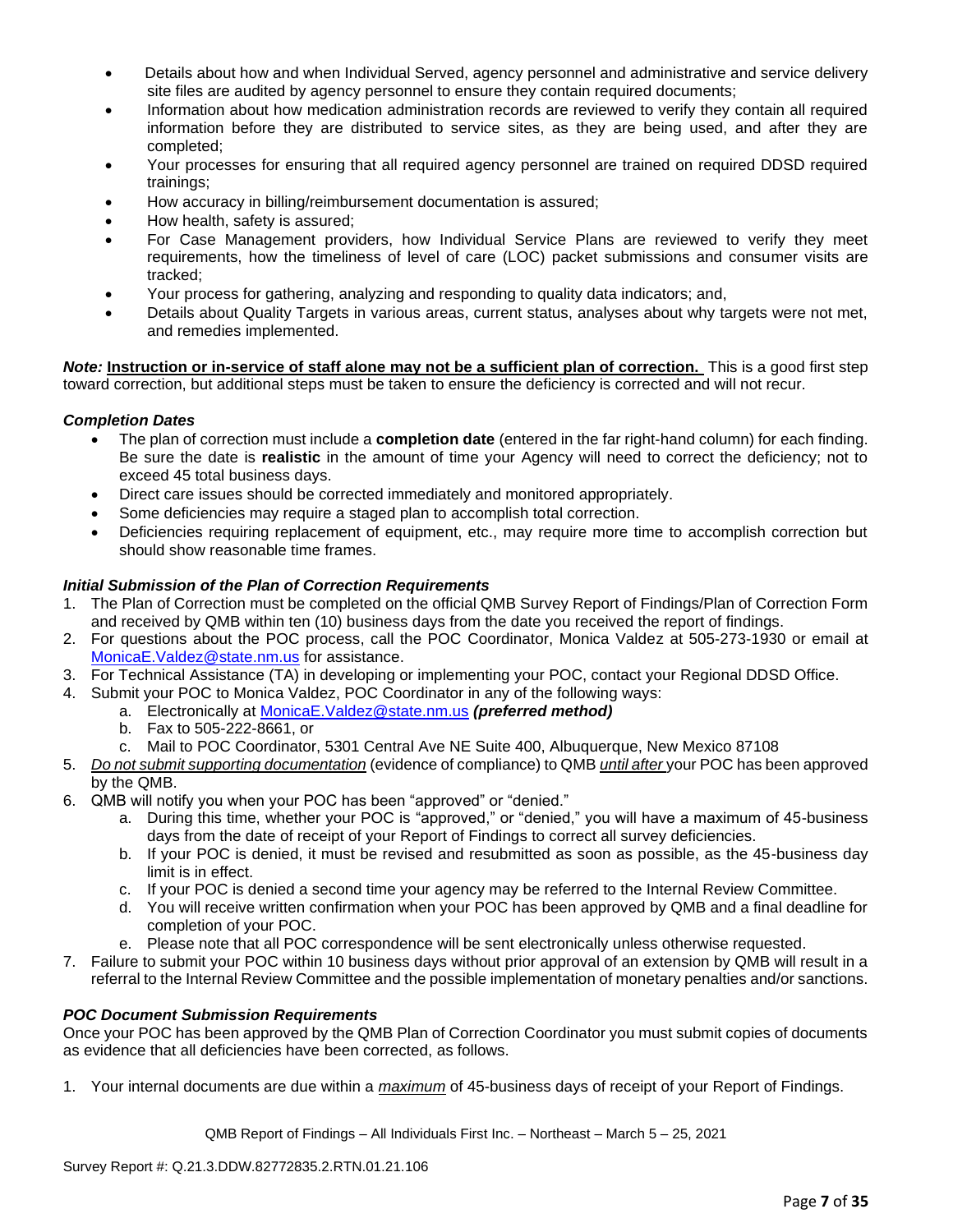- Details about how and when Individual Served, agency personnel and administrative and service delivery site files are audited by agency personnel to ensure they contain required documents;
- Information about how medication administration records are reviewed to verify they contain all required information before they are distributed to service sites, as they are being used, and after they are completed;
- Your processes for ensuring that all required agency personnel are trained on required DDSD required trainings;
- How accuracy in billing/reimbursement documentation is assured;
- How health, safety is assured;
- For Case Management providers, how Individual Service Plans are reviewed to verify they meet requirements, how the timeliness of level of care (LOC) packet submissions and consumer visits are tracked;
- Your process for gathering, analyzing and responding to quality data indicators; and,
- Details about Quality Targets in various areas, current status, analyses about why targets were not met, and remedies implemented.

***Note:*** **Instruction or in-service of staff alone may not be a sufficient plan of correction.** This is a good first step toward correction, but additional steps must be taken to ensure the deficiency is corrected and will not recur.

### *Completion Dates*

- The plan of correction must include a **completion date** (entered in the far right-hand column) for each finding. Be sure the date is **realistic** in the amount of time your Agency will need to correct the deficiency; not to exceed 45 total business days.
- Direct care issues should be corrected immediately and monitored appropriately.
- Some deficiencies may require a staged plan to accomplish total correction.
- Deficiencies requiring replacement of equipment, etc., may require more time to accomplish correction but should show reasonable time frames.

### *Initial Submission of the Plan of Correction Requirements*

1. The Plan of Correction must be completed on the official QMB Survey Report of Findings/Plan of Correction Form and received by QMB within ten (10) business days from the date you received the report of findings.
2. For questions about the POC process, call the POC Coordinator, Monica Valdez at 505-273-1930 or email at MonicaE.Valdez@state.nm.us for assistance.
3. For Technical Assistance (TA) in developing or implementing your POC, contact your Regional DDSD Office.
4. Submit your POC to Monica Valdez, POC Coordinator in any of the following ways:
   a. Electronically at MonicaE.Valdez@state.nm.us ***(preferred method)***
   b. Fax to 505-222-8661, or
   c. Mail to POC Coordinator, 5301 Central Ave NE Suite 400, Albuquerque, New Mexico 87108
5. *Do not submit supporting documentation* (evidence of compliance) to QMB *until after* your POC has been approved by the QMB.
6. QMB will notify you when your POC has been "approved" or "denied."
   a. During this time, whether your POC is "approved," or "denied," you will have a maximum of 45-business days from the date of receipt of your Report of Findings to correct all survey deficiencies.
   b. If your POC is denied, it must be revised and resubmitted as soon as possible, as the 45-business day limit is in effect.
   c. If your POC is denied a second time your agency may be referred to the Internal Review Committee.
   d. You will receive written confirmation when your POC has been approved by QMB and a final deadline for completion of your POC.
   e. Please note that all POC correspondence will be sent electronically unless otherwise requested.
7. Failure to submit your POC within 10 business days without prior approval of an extension by QMB will result in a referral to the Internal Review Committee and the possible implementation of monetary penalties and/or sanctions.

### *POC Document Submission Requirements*

Once your POC has been approved by the QMB Plan of Correction Coordinator you must submit copies of documents as evidence that all deficiencies have been corrected, as follows.

1. Your internal documents are due within a *maximum* of 45-business days of receipt of your Report of Findings.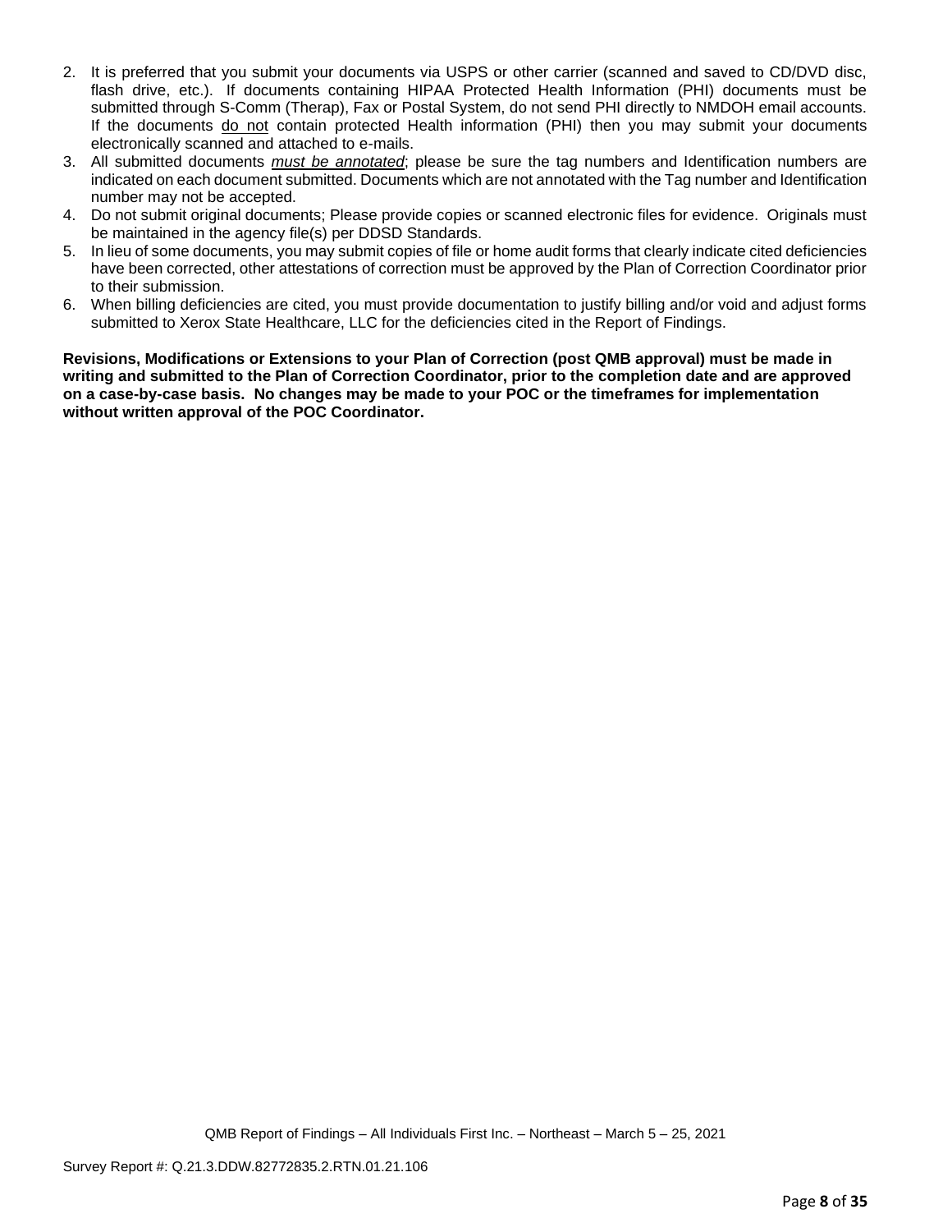2. It is preferred that you submit your documents via USPS or other carrier (scanned and saved to CD/DVD disc, flash drive, etc.). If documents containing HIPAA Protected Health Information (PHI) documents must be submitted through S-Comm (Therap), Fax or Postal System, do not send PHI directly to NMDOH email accounts. If the documents do not contain protected Health information (PHI) then you may submit your documents electronically scanned and attached to e-mails.
3. All submitted documents ***must be annotated***; please be sure the tag numbers and Identification numbers are indicated on each document submitted. Documents which are not annotated with the Tag number and Identification number may not be accepted.
4. Do not submit original documents; Please provide copies or scanned electronic files for evidence. Originals must be maintained in the agency file(s) per DDSD Standards.
5. In lieu of some documents, you may submit copies of file or home audit forms that clearly indicate cited deficiencies have been corrected, other attestations of correction must be approved by the Plan of Correction Coordinator prior to their submission.
6. When billing deficiencies are cited, you must provide documentation to justify billing and/or void and adjust forms submitted to Xerox State Healthcare, LLC for the deficiencies cited in the Report of Findings.

**Revisions, Modifications or Extensions to your Plan of Correction (post QMB approval) must be made in writing and submitted to the Plan of Correction Coordinator, prior to the completion date and are approved on a case-by-case basis. No changes may be made to your POC or the timeframes for implementation without written approval of the POC Coordinator.**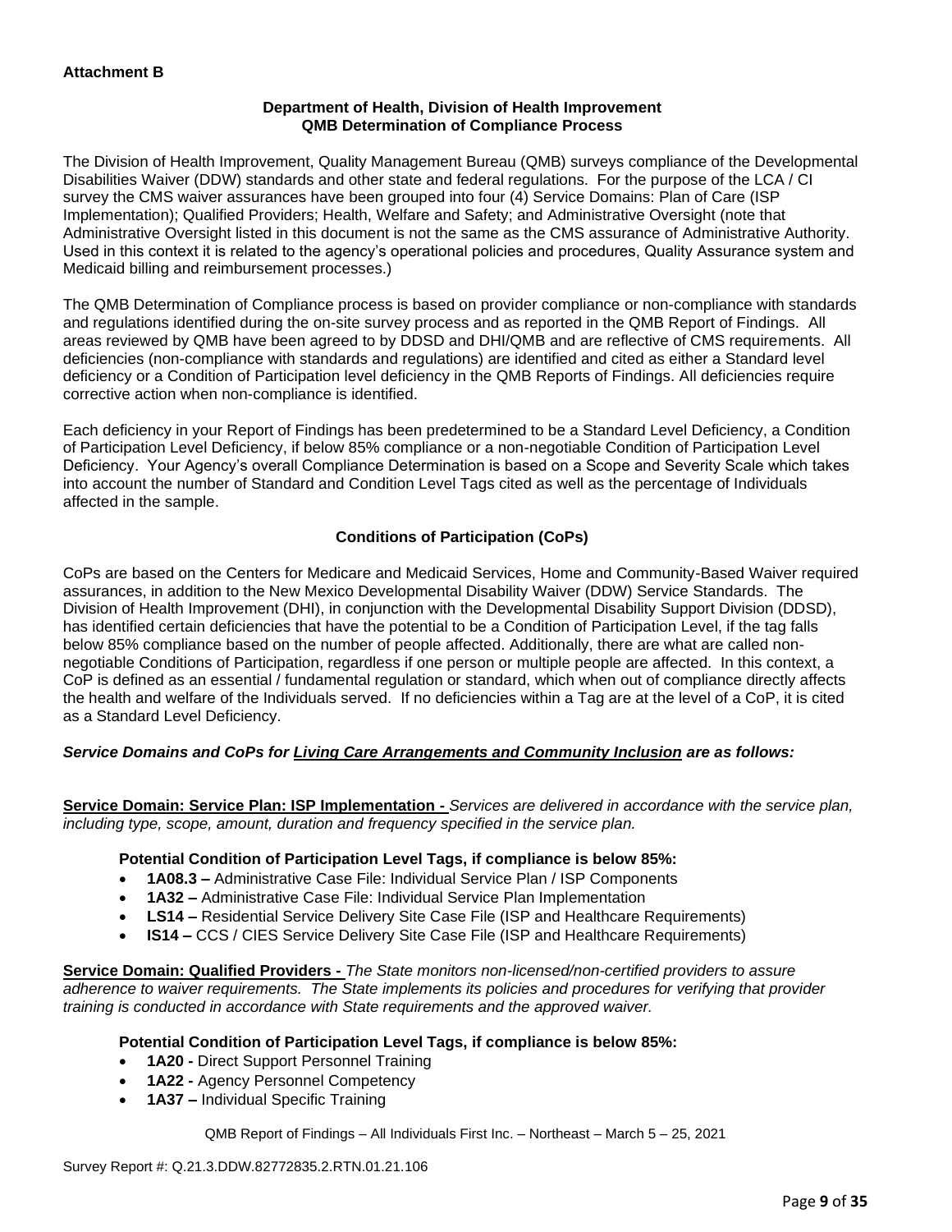**Attachment B**

**Department of Health, Division of Health Improvement**
**QMB Determination of Compliance Process**

The Division of Health Improvement, Quality Management Bureau (QMB) surveys compliance of the Developmental Disabilities Waiver (DDW) standards and other state and federal regulations. For the purpose of the LCA / CI survey the CMS waiver assurances have been grouped into four (4) Service Domains: Plan of Care (ISP Implementation); Qualified Providers; Health, Welfare and Safety; and Administrative Oversight (note that Administrative Oversight listed in this document is not the same as the CMS assurance of Administrative Authority. Used in this context it is related to the agency's operational policies and procedures, Quality Assurance system and Medicaid billing and reimbursement processes.)

The QMB Determination of Compliance process is based on provider compliance or non-compliance with standards and regulations identified during the on-site survey process and as reported in the QMB Report of Findings. All areas reviewed by QMB have been agreed to by DDSD and DHI/QMB and are reflective of CMS requirements. All deficiencies (non-compliance with standards and regulations) are identified and cited as either a Standard level deficiency or a Condition of Participation level deficiency in the QMB Reports of Findings. All deficiencies require corrective action when non-compliance is identified.

Each deficiency in your Report of Findings has been predetermined to be a Standard Level Deficiency, a Condition of Participation Level Deficiency, if below 85% compliance or a non-negotiable Condition of Participation Level Deficiency. Your Agency's overall Compliance Determination is based on a Scope and Severity Scale which takes into account the number of Standard and Condition Level Tags cited as well as the percentage of Individuals affected in the sample.

**Conditions of Participation (CoPs)**

CoPs are based on the Centers for Medicare and Medicaid Services, Home and Community-Based Waiver required assurances, in addition to the New Mexico Developmental Disability Waiver (DDW) Service Standards. The Division of Health Improvement (DHI), in conjunction with the Developmental Disability Support Division (DDSD), has identified certain deficiencies that have the potential to be a Condition of Participation Level, if the tag falls below 85% compliance based on the number of people affected. Additionally, there are what are called non-negotiable Conditions of Participation, regardless if one person or multiple people are affected. In this context, a CoP is defined as an essential / fundamental regulation or standard, which when out of compliance directly affects the health and welfare of the Individuals served. If no deficiencies within a Tag are at the level of a CoP, it is cited as a Standard Level Deficiency.

***Service Domains and CoPs for Living Care Arrangements and Community Inclusion are as follows:***

**Service Domain: Service Plan: ISP Implementation -** *Services are delivered in accordance with the service plan, including type, scope, amount, duration and frequency specified in the service plan.*

**Potential Condition of Participation Level Tags, if compliance is below 85%:**

- **1A08.3 –** Administrative Case File: Individual Service Plan / ISP Components
- **1A32 –** Administrative Case File: Individual Service Plan Implementation
- **LS14 –** Residential Service Delivery Site Case File (ISP and Healthcare Requirements)
- **IS14 –** CCS / CIES Service Delivery Site Case File (ISP and Healthcare Requirements)

**Service Domain: Qualified Providers -** *The State monitors non-licensed/non-certified providers to assure adherence to waiver requirements. The State implements its policies and procedures for verifying that provider training is conducted in accordance with State requirements and the approved waiver.*

**Potential Condition of Participation Level Tags, if compliance is below 85%:**

- **1A20 -** Direct Support Personnel Training
- **1A22 -** Agency Personnel Competency
- **1A37 –** Individual Specific Training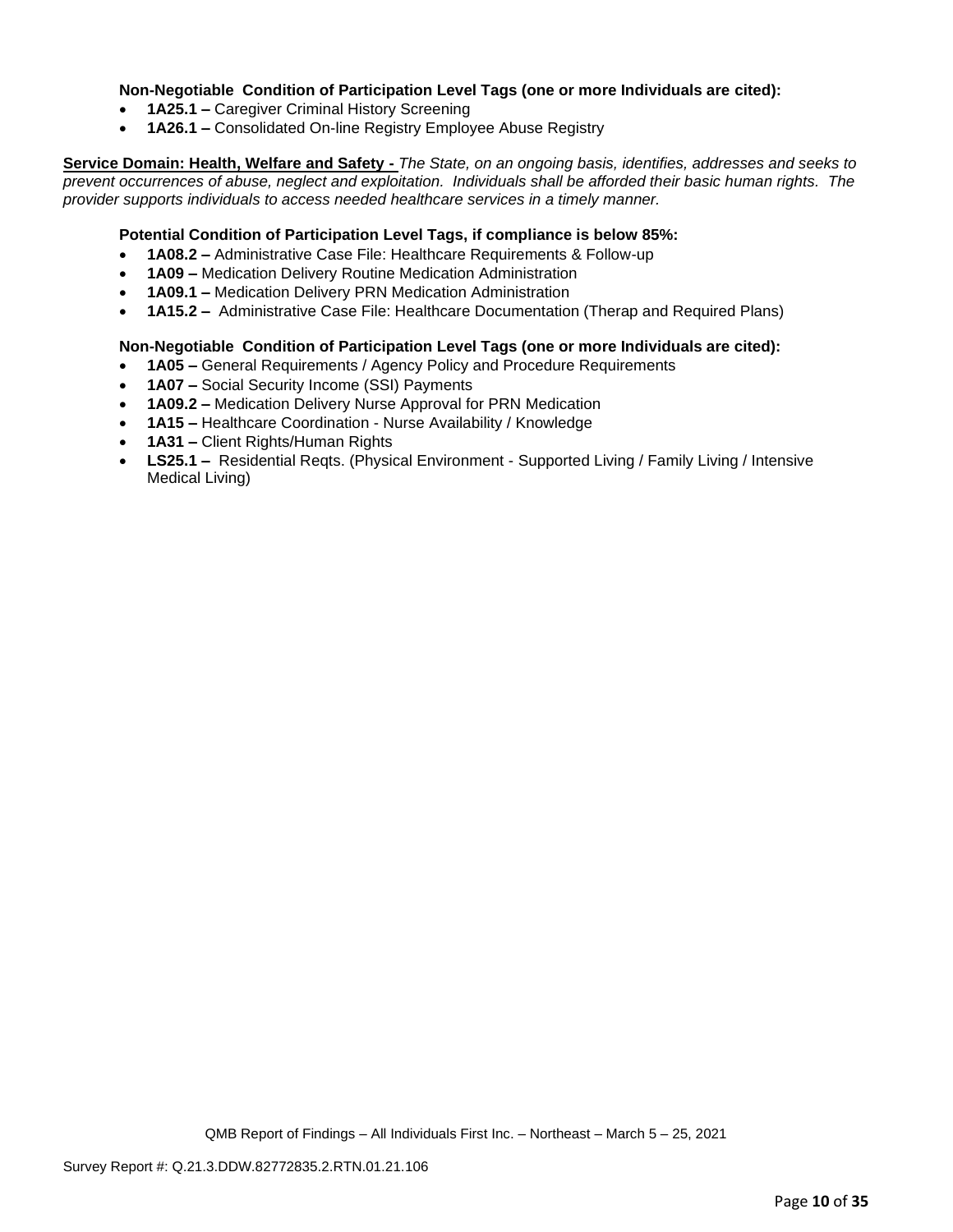**Non-Negotiable Condition of Participation Level Tags (one or more Individuals are cited):**

- **1A25.1 –** Caregiver Criminal History Screening
- **1A26.1 –** Consolidated On-line Registry Employee Abuse Registry

**Service Domain: Health, Welfare and Safety -** *The State, on an ongoing basis, identifies, addresses and seeks to prevent occurrences of abuse, neglect and exploitation. Individuals shall be afforded their basic human rights. The provider supports individuals to access needed healthcare services in a timely manner.*

**Potential Condition of Participation Level Tags, if compliance is below 85%:**

- **1A08.2 –** Administrative Case File: Healthcare Requirements & Follow-up
- **1A09 –** Medication Delivery Routine Medication Administration
- **1A09.1 –** Medication Delivery PRN Medication Administration
- **1A15.2 –** Administrative Case File: Healthcare Documentation (Therap and Required Plans)

**Non-Negotiable Condition of Participation Level Tags (one or more Individuals are cited):**

- **1A05 –** General Requirements / Agency Policy and Procedure Requirements
- **1A07 –** Social Security Income (SSI) Payments
- **1A09.2 –** Medication Delivery Nurse Approval for PRN Medication
- **1A15 –** Healthcare Coordination - Nurse Availability / Knowledge
- **1A31 –** Client Rights/Human Rights
- **LS25.1 –** Residential Reqts. (Physical Environment - Supported Living / Family Living / Intensive Medical Living)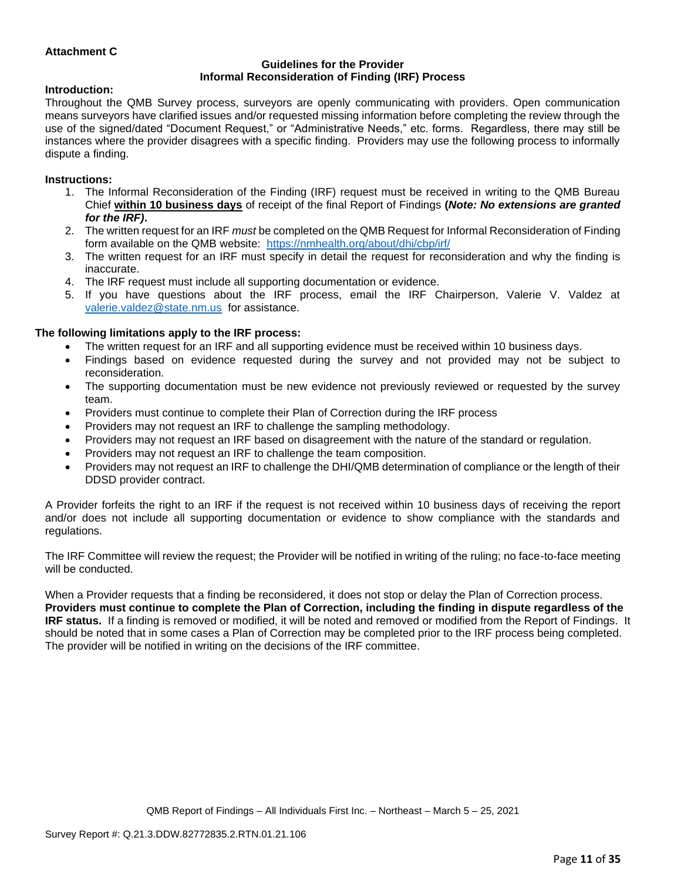**Attachment C**

**Guidelines for the Provider**
**Informal Reconsideration of Finding (IRF) Process**

**Introduction:**

Throughout the QMB Survey process, surveyors are openly communicating with providers. Open communication means surveyors have clarified issues and/or requested missing information before completing the review through the use of the signed/dated "Document Request," or "Administrative Needs," etc. forms. Regardless, there may still be instances where the provider disagrees with a specific finding. Providers may use the following process to informally dispute a finding.

**Instructions:**

1. The Informal Reconsideration of the Finding (IRF) request must be received in writing to the QMB Bureau Chief **within 10 business days** of receipt of the final Report of Findings **(*Note: No extensions are granted for the IRF)*.**
2. The written request for an IRF *must* be completed on the QMB Request for Informal Reconsideration of Finding form available on the QMB website: https://nmhealth.org/about/dhi/cbp/irf/
3. The written request for an IRF must specify in detail the request for reconsideration and why the finding is inaccurate.
4. The IRF request must include all supporting documentation or evidence.
5. If you have questions about the IRF process, email the IRF Chairperson, Valerie V. Valdez at valerie.valdez@state.nm.us for assistance.

**The following limitations apply to the IRF process:**

- The written request for an IRF and all supporting evidence must be received within 10 business days.
- Findings based on evidence requested during the survey and not provided may not be subject to reconsideration.
- The supporting documentation must be new evidence not previously reviewed or requested by the survey team.
- Providers must continue to complete their Plan of Correction during the IRF process
- Providers may not request an IRF to challenge the sampling methodology.
- Providers may not request an IRF based on disagreement with the nature of the standard or regulation.
- Providers may not request an IRF to challenge the team composition.
- Providers may not request an IRF to challenge the DHI/QMB determination of compliance or the length of their DDSD provider contract.

A Provider forfeits the right to an IRF if the request is not received within 10 business days of receiving the report and/or does not include all supporting documentation or evidence to show compliance with the standards and regulations.

The IRF Committee will review the request; the Provider will be notified in writing of the ruling; no face-to-face meeting will be conducted.

When a Provider requests that a finding be reconsidered, it does not stop or delay the Plan of Correction process. **Providers must continue to complete the Plan of Correction, including the finding in dispute regardless of the IRF status.** If a finding is removed or modified, it will be noted and removed or modified from the Report of Findings. It should be noted that in some cases a Plan of Correction may be completed prior to the IRF process being completed. The provider will be notified in writing on the decisions of the IRF committee.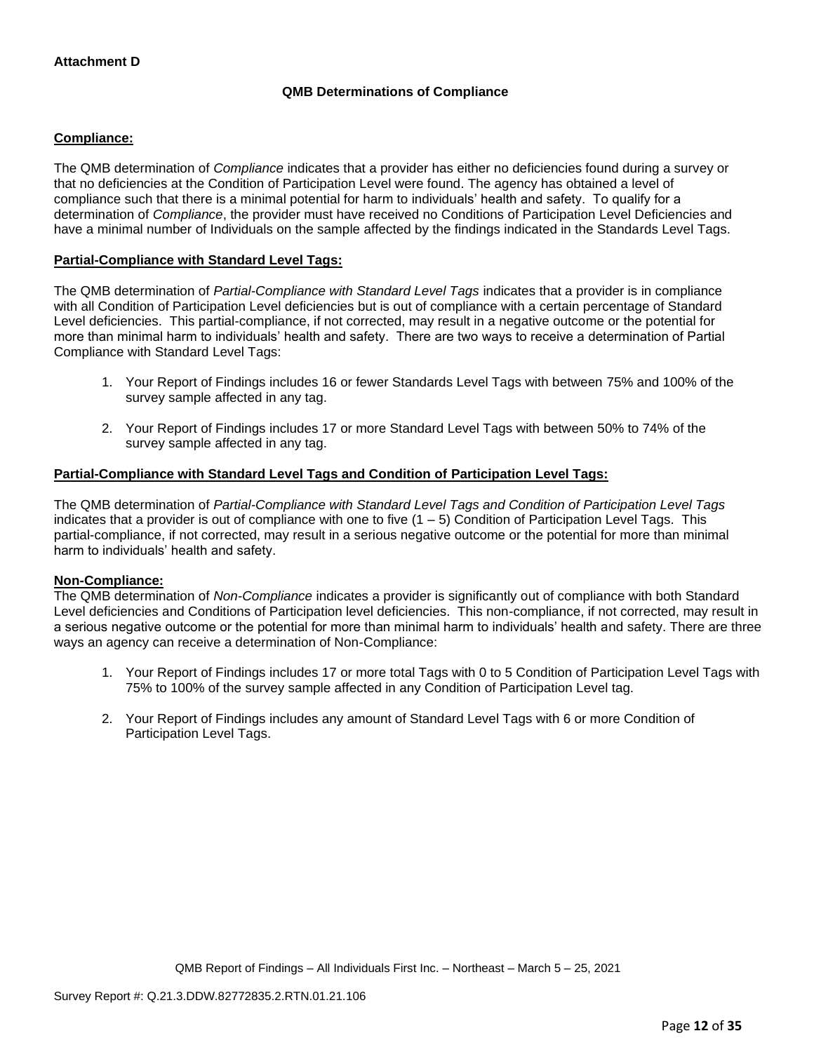**Attachment D**

**QMB Determinations of Compliance**

**Compliance:**

The QMB determination of *Compliance* indicates that a provider has either no deficiencies found during a survey or that no deficiencies at the Condition of Participation Level were found. The agency has obtained a level of compliance such that there is a minimal potential for harm to individuals' health and safety. To qualify for a determination of *Compliance*, the provider must have received no Conditions of Participation Level Deficiencies and have a minimal number of Individuals on the sample affected by the findings indicated in the Standards Level Tags.

**Partial-Compliance with Standard Level Tags:**

The QMB determination of *Partial-Compliance with Standard Level Tags* indicates that a provider is in compliance with all Condition of Participation Level deficiencies but is out of compliance with a certain percentage of Standard Level deficiencies. This partial-compliance, if not corrected, may result in a negative outcome or the potential for more than minimal harm to individuals' health and safety. There are two ways to receive a determination of Partial Compliance with Standard Level Tags:

1. Your Report of Findings includes 16 or fewer Standards Level Tags with between 75% and 100% of the survey sample affected in any tag.

2. Your Report of Findings includes 17 or more Standard Level Tags with between 50% to 74% of the survey sample affected in any tag.

**Partial-Compliance with Standard Level Tags and Condition of Participation Level Tags:**

The QMB determination of *Partial-Compliance with Standard Level Tags and Condition of Participation Level Tags* indicates that a provider is out of compliance with one to five (1 – 5) Condition of Participation Level Tags. This partial-compliance, if not corrected, may result in a serious negative outcome or the potential for more than minimal harm to individuals' health and safety.

**Non-Compliance:**

The QMB determination of *Non-Compliance* indicates a provider is significantly out of compliance with both Standard Level deficiencies and Conditions of Participation level deficiencies. This non-compliance, if not corrected, may result in a serious negative outcome or the potential for more than minimal harm to individuals' health and safety. There are three ways an agency can receive a determination of Non-Compliance:

1. Your Report of Findings includes 17 or more total Tags with 0 to 5 Condition of Participation Level Tags with 75% to 100% of the survey sample affected in any Condition of Participation Level tag.

2. Your Report of Findings includes any amount of Standard Level Tags with 6 or more Condition of Participation Level Tags.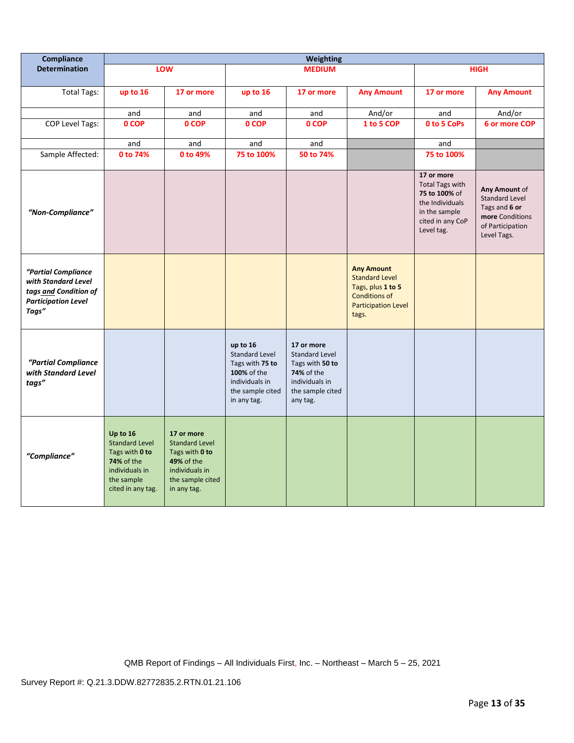| Compliance Determination | Weighting | | | | | | |
|---|---|---|---|---|---|---|---|
| | LOW | | MEDIUM | | | HIGH | |
| Total Tags: | up to 16 | 17 or more | up to 16 | 17 or more | Any Amount | 17 or more | Any Amount |
| | and | and | and | and | And/or | and | And/or |
| COP Level Tags: | 0 COP | 0 COP | 0 COP | 0 COP | 1 to 5 COP | 0 to 5 CoPs | 6 or more COP |
| | and | and | and | and | | and | |
| Sample Affected: | 0 to 74% | 0 to 49% | 75 to 100% | 50 to 74% | | 75 to 100% | |
| *"Non-Compliance"* | | | | | | **17 or more** Total Tags with **75 to 100%** of the Individuals in the sample cited in any CoP Level tag. | **Any Amount** of Standard Level Tags and **6 or more** Conditions of Participation Level Tags. |
| *"Partial Compliance with Standard Level tags and Condition of Participation Level Tags"* | | | | | **Any Amount** Standard Level Tags, plus **1 to 5** Conditions of Participation Level tags. | | |
| *"Partial Compliance with Standard Level tags"* | | | **up to 16** Standard Level Tags with **75 to 100%** of the individuals in the sample cited in any tag. | **17 or more** Standard Level Tags with **50 to 74%** of the individuals in the sample cited any tag. | | | |
| *"Compliance"* | **Up to 16** Standard Level Tags with **0 to 74%** of the individuals in the sample cited in any tag. | **17 or more** Standard Level Tags with **0 to 49%** of the individuals in the sample cited in any tag. | | | | | |

QMB Report of Findings – All Individuals First, Inc. – Northeast – March 5 – 25, 2021

Survey Report #: Q.21.3.DDW.82772835.2.RTN.01.21.106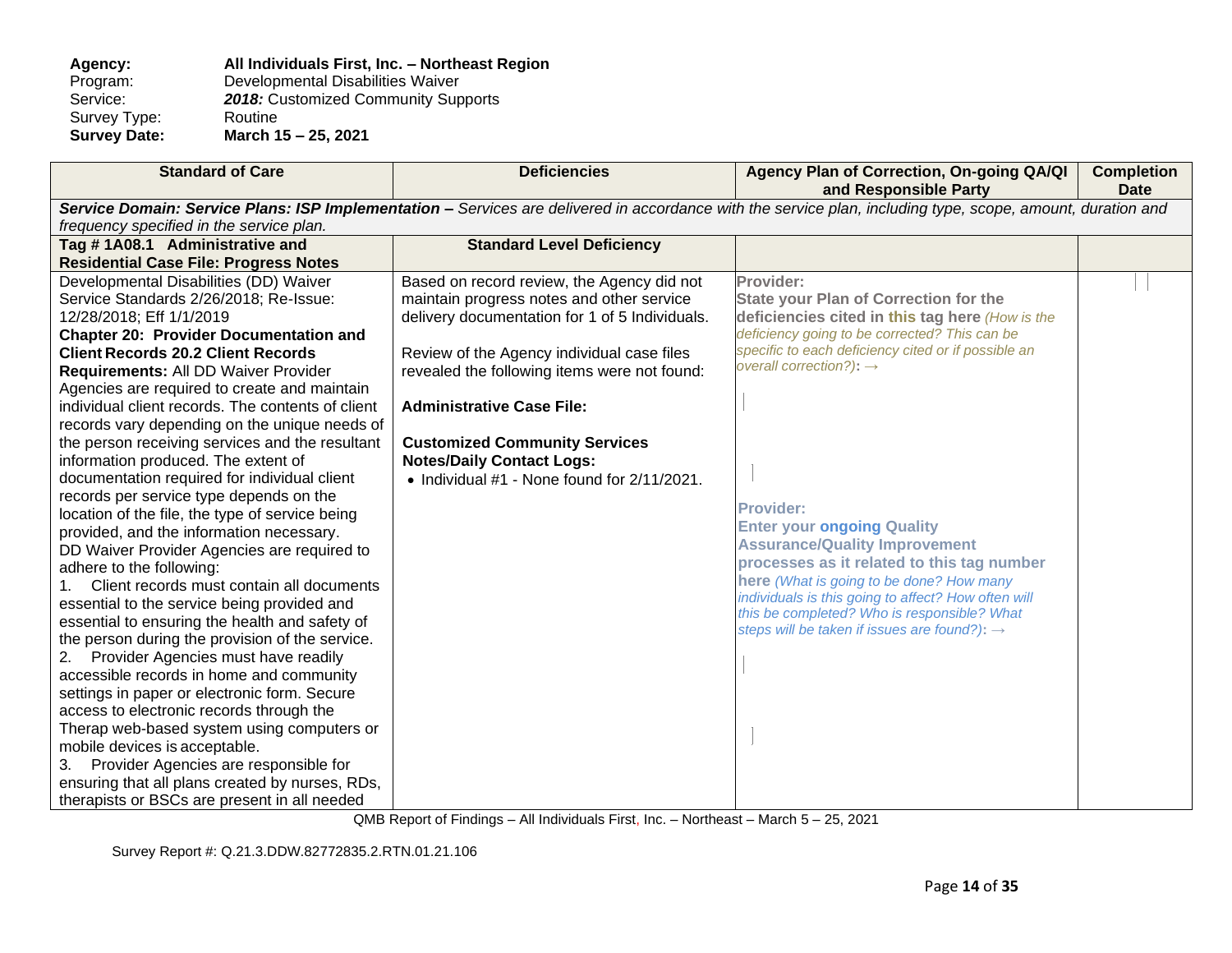**Agency:** **All Individuals First, Inc. – Northeast Region**
Program: Developmental Disabilities Waiver
Service: ***2018:*** Customized Community Supports
Survey Type: Routine
**Survey Date:** **March 15 – 25, 2021**

| Standard of Care | Deficiencies | Agency Plan of Correction, On-going QA/QI and Responsible Party | Completion Date |
|---|---|---|---|
| ***Service Domain: Service Plans: ISP Implementation –*** *Services are delivered in accordance with the service plan, including type, scope, amount, duration and frequency specified in the service plan.* | | | |
| **Tag # 1A08.1 Administrative and Residential Case File: Progress Notes** | **Standard Level Deficiency** | | |
| Developmental Disabilities (DD) Waiver Service Standards 2/26/2018; Re-Issue: 12/28/2018; Eff 1/1/2019 **Chapter 20: Provider Documentation and Client Records 20.2 Client Records Requirements:** All DD Waiver Provider Agencies are required to create and maintain individual client records. The contents of client records vary depending on the unique needs of the person receiving services and the resultant information produced. The extent of documentation required for individual client records per service type depends on the location of the file, the type of service being provided, and the information necessary. DD Waiver Provider Agencies are required to adhere to the following: 1. Client records must contain all documents essential to the service being provided and essential to ensuring the health and safety of the person during the provision of the service. 2. Provider Agencies must have readily accessible records in home and community settings in paper or electronic form. Secure access to electronic records through the Therap web-based system using computers or mobile devices is acceptable. 3. Provider Agencies are responsible for ensuring that all plans created by nurses, RDs, therapists or BSCs are present in all needed | Based on record review, the Agency did not maintain progress notes and other service delivery documentation for 1 of 5 Individuals. Review of the Agency individual case files revealed the following items were not found: **Administrative Case File:** **Customized Community Services Notes/Daily Contact Logs:** • Individual #1 - None found for 2/11/2021. | **Provider:** **State your Plan of Correction for the deficiencies cited in this tag here** *(How is the deficiency going to be corrected? This can be specific to each deficiency cited or if possible an overall correction?)*: → **Provider:** **Enter your ongoing Quality Assurance/Quality Improvement processes as it related to this tag number here** *(What is going to be done? How many individuals is this going to affect? How often will this be completed? Who is responsible? What steps will be taken if issues are found?)*: → | |

QMB Report of Findings – All Individuals First, Inc. – Northeast – March 5 – 25, 2021

Survey Report #: Q.21.3.DDW.82772835.2.RTN.01.21.106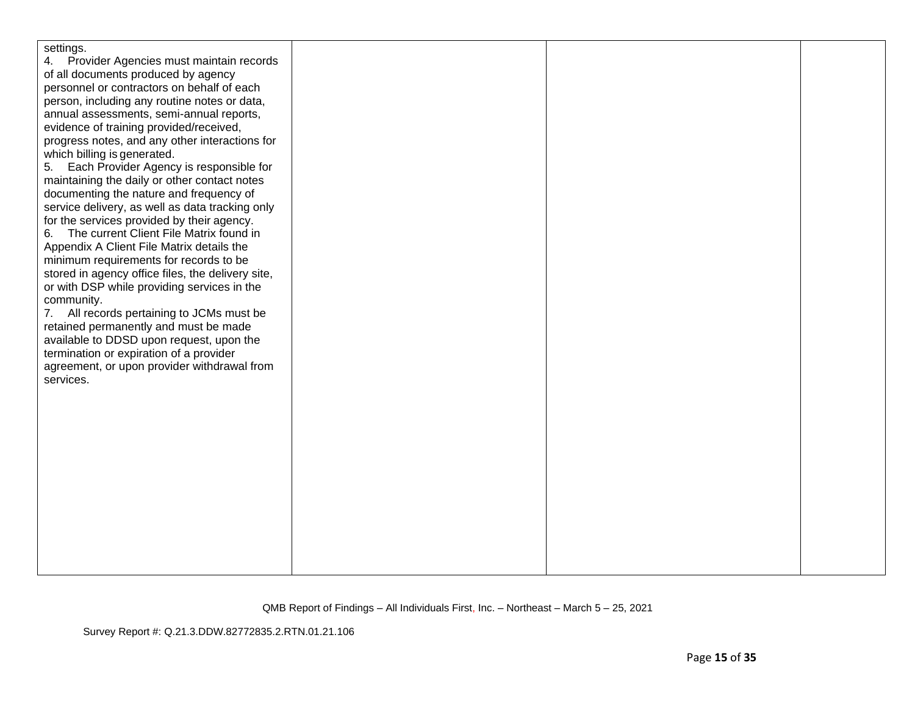| | | | |
|---|---|---|---|
| settings.<br>4. Provider Agencies must maintain records of all documents produced by agency personnel or contractors on behalf of each person, including any routine notes or data, annual assessments, semi-annual reports, evidence of training provided/received, progress notes, and any other interactions for which billing is generated.<br>5. Each Provider Agency is responsible for maintaining the daily or other contact notes documenting the nature and frequency of service delivery, as well as data tracking only for the services provided by their agency.<br>6. The current Client File Matrix found in Appendix A Client File Matrix details the minimum requirements for records to be stored in agency office files, the delivery site, or with DSP while providing services in the community.<br>7. All records pertaining to JCMs must be retained permanently and must be made available to DDSD upon request, upon the termination or expiration of a provider agreement, or upon provider withdrawal from services. | | | |

QMB Report of Findings – All Individuals First, Inc. – Northeast – March 5 – 25, 2021

Survey Report #: Q.21.3.DDW.82772835.2.RTN.01.21.106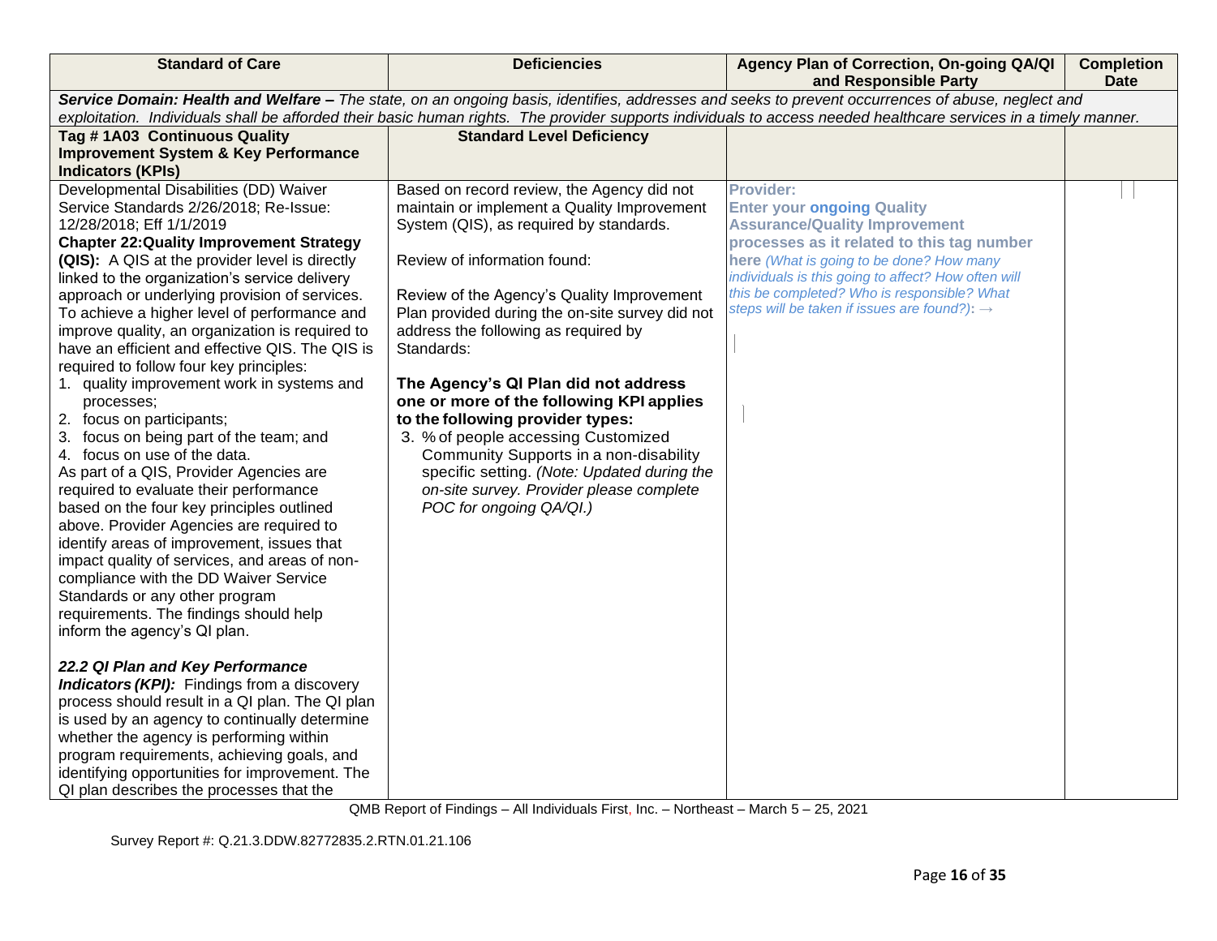| Standard of Care | Deficiencies | Agency Plan of Correction, On-going QA/QI and Responsible Party | Completion Date |
|---|---|---|---|
| ***Service Domain: Health and Welfare –*** *The state, on an ongoing basis, identifies, addresses and seeks to prevent occurrences of abuse, neglect and exploitation. Individuals shall be afforded their basic human rights. The provider supports individuals to access needed healthcare services in a timely manner.* | | | |
| **Tag # 1A03 Continuous Quality Improvement System & Key Performance Indicators (KPIs)** | **Standard Level Deficiency** | | |
| Developmental Disabilities (DD) Waiver Service Standards 2/26/2018; Re-Issue: 12/28/2018; Eff 1/1/2019<br>**Chapter 22:Quality Improvement Strategy (QIS):** A QIS at the provider level is directly linked to the organization's service delivery approach or underlying provision of services. To achieve a higher level of performance and improve quality, an organization is required to have an efficient and effective QIS. The QIS is required to follow four key principles:<br>1. quality improvement work in systems and processes;<br>2. focus on participants;<br>3. focus on being part of the team; and<br>4. focus on use of the data.<br>As part of a QIS, Provider Agencies are required to evaluate their performance based on the four key principles outlined above. Provider Agencies are required to identify areas of improvement, issues that impact quality of services, and areas of non-compliance with the DD Waiver Service Standards or any other program requirements. The findings should help inform the agency's QI plan.<br><br>***22.2 QI Plan and Key Performance Indicators (KPI):*** Findings from a discovery process should result in a QI plan. The QI plan is used by an agency to continually determine whether the agency is performing within program requirements, achieving goals, and identifying opportunities for improvement. The QI plan describes the processes that the | Based on record review, the Agency did not maintain or implement a Quality Improvement System (QIS), as required by standards.<br><br>Review of information found:<br><br>Review of the Agency's Quality Improvement Plan provided during the on-site survey did not address the following as required by Standards:<br><br>**The Agency's QI Plan did not address one or more of the following KPI applies to the following provider types:**<br>3. % of people accessing Customized Community Supports in a non-disability specific setting. *(Note: Updated during the on-site survey. Provider please complete POC for ongoing QA/QI.)* | **Provider:**<br>**Enter your ongoing Quality Assurance/Quality Improvement processes as it related to this tag number here** *(What is going to be done? How many individuals is this going to affect? How often will this be completed? Who is responsible? What steps will be taken if issues are found?)*: → | |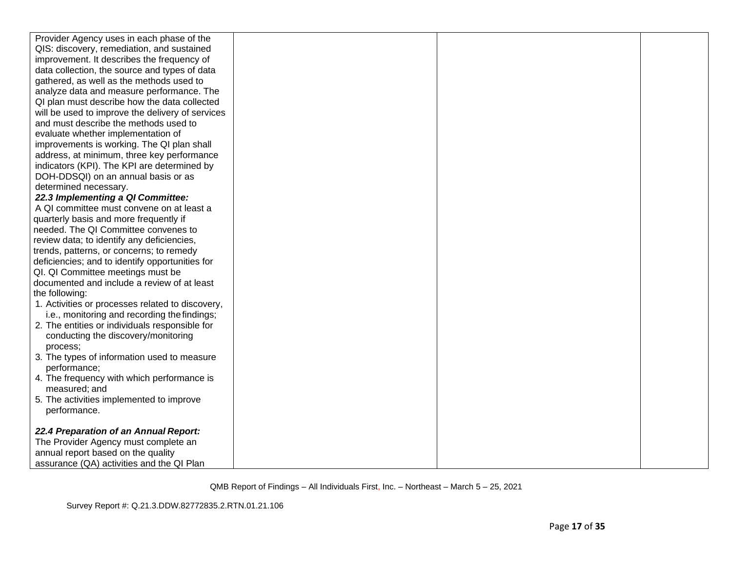| | | | |
|---|---|---|---|
| Provider Agency uses in each phase of the QIS: discovery, remediation, and sustained improvement. It describes the frequency of data collection, the source and types of data gathered, as well as the methods used to analyze data and measure performance. The QI plan must describe how the data collected will be used to improve the delivery of services and must describe the methods used to evaluate whether implementation of improvements is working. The QI plan shall address, at minimum, three key performance indicators (KPI). The KPI are determined by DOH-DDSQI) on an annual basis or as determined necessary.<br>***22.3 Implementing a QI Committee:***<br>A QI committee must convene on at least a quarterly basis and more frequently if needed. The QI Committee convenes to review data; to identify any deficiencies, trends, patterns, or concerns; to remedy deficiencies; and to identify opportunities for QI. QI Committee meetings must be documented and include a review of at least the following:<br>1. Activities or processes related to discovery, i.e., monitoring and recording the findings;<br>2. The entities or individuals responsible for conducting the discovery/monitoring process;<br>3. The types of information used to measure performance;<br>4. The frequency with which performance is measured; and<br>5. The activities implemented to improve performance.<br><br>***22.4 Preparation of an Annual Report:***<br>The Provider Agency must complete an annual report based on the quality assurance (QA) activities and the QI Plan | | | |

QMB Report of Findings – All Individuals First, Inc. – Northeast – March 5 – 25, 2021

Survey Report #: Q.21.3.DDW.82772835.2.RTN.01.21.106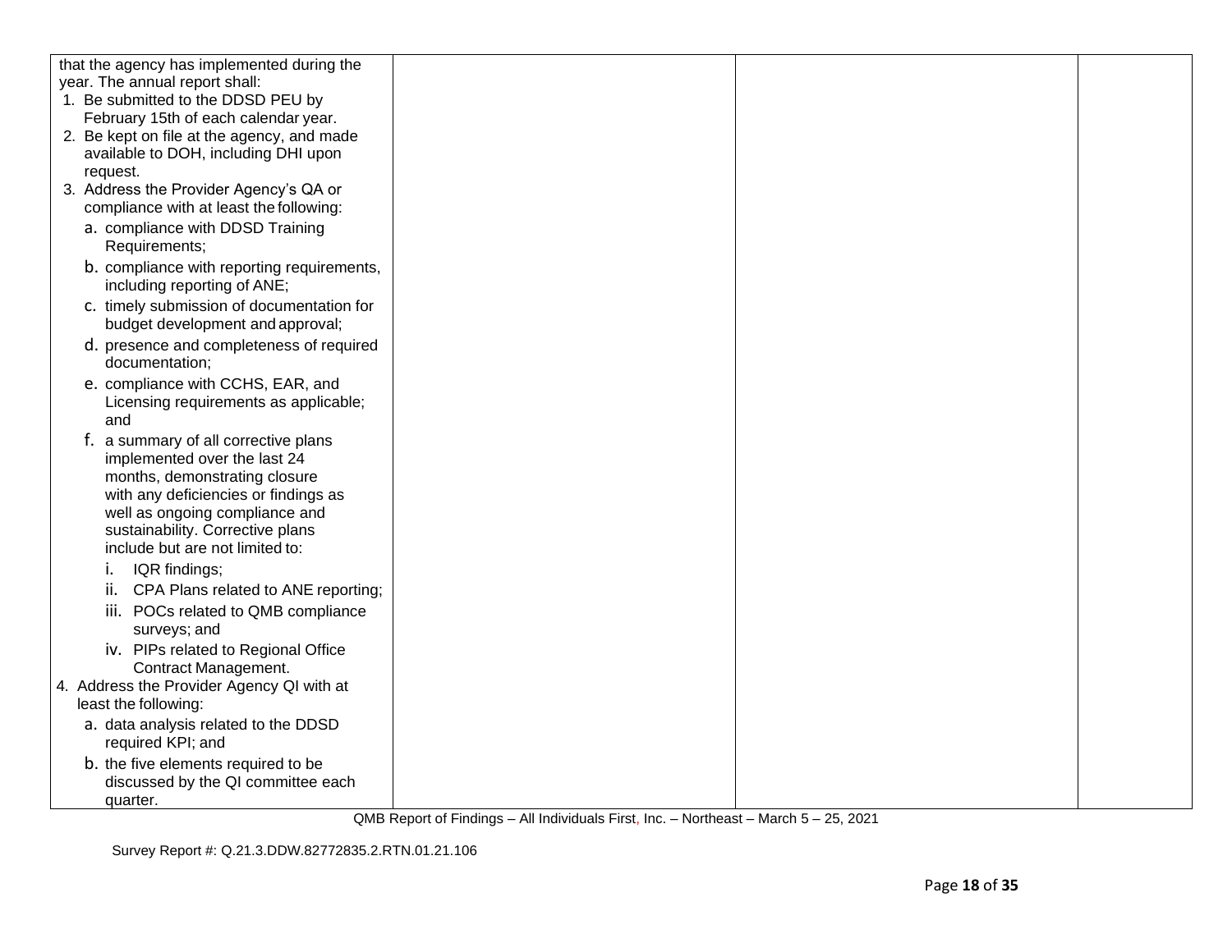| | | | |
|---|---|---|---|
| that the agency has implemented during the year. The annual report shall:<br>1. Be submitted to the DDSD PEU by February 15th of each calendar year.<br>2. Be kept on file at the agency, and made available to DOH, including DHI upon request.<br>3. Address the Provider Agency's QA or compliance with at least the following:<br>a. compliance with DDSD Training Requirements;<br>b. compliance with reporting requirements, including reporting of ANE;<br>c. timely submission of documentation for budget development and approval;<br>d. presence and completeness of required documentation;<br>e. compliance with CCHS, EAR, and Licensing requirements as applicable; and<br>f. a summary of all corrective plans implemented over the last 24 months, demonstrating closure with any deficiencies or findings as well as ongoing compliance and sustainability. Corrective plans include but are not limited to:<br>i. IQR findings;<br>ii. CPA Plans related to ANE reporting;<br>iii. POCs related to QMB compliance surveys; and<br>iv. PIPs related to Regional Office Contract Management.<br>4. Address the Provider Agency QI with at least the following:<br>a. data analysis related to the DDSD required KPI; and<br>b. the five elements required to be discussed by the QI committee each quarter. | | | |

QMB Report of Findings – All Individuals First, Inc. – Northeast – March 5 – 25, 2021

Survey Report #: Q.21.3.DDW.82772835.2.RTN.01.21.106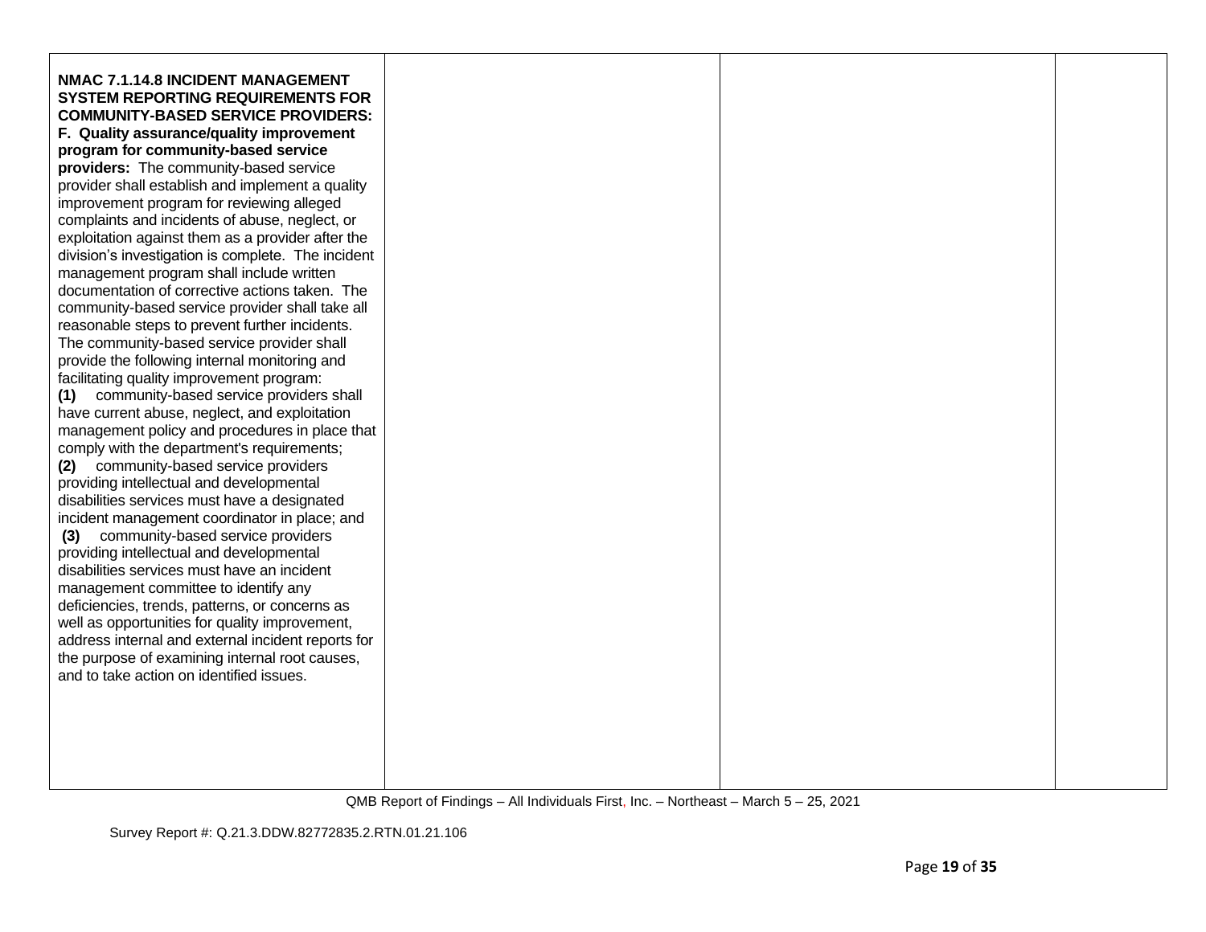| | | | |
|---|---|---|---|
| **NMAC 7.1.14.8 INCIDENT MANAGEMENT SYSTEM REPORTING REQUIREMENTS FOR COMMUNITY-BASED SERVICE PROVIDERS:** **F. Quality assurance/quality improvement program for community-based service providers:** The community-based service provider shall establish and implement a quality improvement program for reviewing alleged complaints and incidents of abuse, neglect, or exploitation against them as a provider after the division's investigation is complete. The incident management program shall include written documentation of corrective actions taken. The community-based service provider shall take all reasonable steps to prevent further incidents. The community-based service provider shall provide the following internal monitoring and facilitating quality improvement program: **(1)** community-based service providers shall have current abuse, neglect, and exploitation management policy and procedures in place that comply with the department's requirements; **(2)** community-based service providers providing intellectual and developmental disabilities services must have a designated incident management coordinator in place; and **(3)** community-based service providers providing intellectual and developmental disabilities services must have an incident management committee to identify any deficiencies, trends, patterns, or concerns as well as opportunities for quality improvement, address internal and external incident reports for the purpose of examining internal root causes, and to take action on identified issues. | | | |

QMB Report of Findings – All Individuals First, Inc. – Northeast – March 5 – 25, 2021

Survey Report #: Q.21.3.DDW.82772835.2.RTN.01.21.106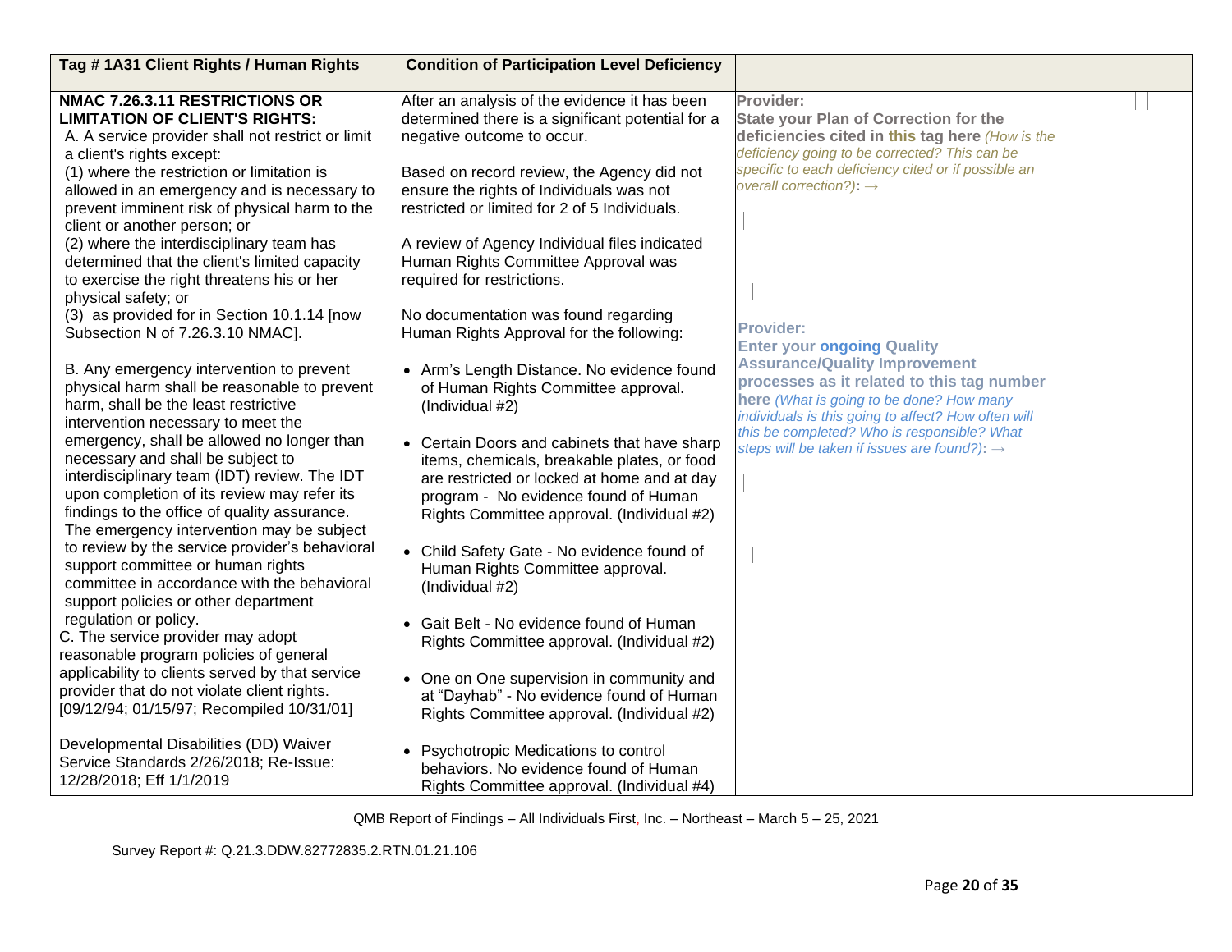| Tag # 1A31 Client Rights / Human Rights | Condition of Participation Level Deficiency | | |
|---|---|---|---|
| **NMAC 7.26.3.11 RESTRICTIONS OR LIMITATION OF CLIENT'S RIGHTS:**<br>A. A service provider shall not restrict or limit a client's rights except:<br>(1) where the restriction or limitation is allowed in an emergency and is necessary to prevent imminent risk of physical harm to the client or another person; or<br>(2) where the interdisciplinary team has determined that the client's limited capacity to exercise the right threatens his or her physical safety; or<br>(3) as provided for in Section 10.1.14 [now Subsection N of 7.26.3.10 NMAC].<br><br>B. Any emergency intervention to prevent physical harm shall be reasonable to prevent harm, shall be the least restrictive intervention necessary to meet the emergency, shall be allowed no longer than necessary and shall be subject to interdisciplinary team (IDT) review. The IDT upon completion of its review may refer its findings to the office of quality assurance. The emergency intervention may be subject to review by the service provider's behavioral support committee or human rights committee in accordance with the behavioral support policies or other department regulation or policy.<br>C. The service provider may adopt reasonable program policies of general applicability to clients served by that service provider that do not violate client rights. [09/12/94; 01/15/97; Recompiled 10/31/01]<br><br>Developmental Disabilities (DD) Waiver Service Standards 2/26/2018; Re-Issue: 12/28/2018; Eff 1/1/2019 | After an analysis of the evidence it has been determined there is a significant potential for a negative outcome to occur.<br><br>Based on record review, the Agency did not ensure the rights of Individuals was not restricted or limited for 2 of 5 Individuals.<br><br>A review of Agency Individual files indicated Human Rights Committee Approval was required for restrictions.<br><br>No documentation was found regarding Human Rights Approval for the following:<br><br>• Arm's Length Distance. No evidence found of Human Rights Committee approval. (Individual #2)<br><br>• Certain Doors and cabinets that have sharp items, chemicals, breakable plates, or food are restricted or locked at home and at day program - No evidence found of Human Rights Committee approval. (Individual #2)<br><br>• Child Safety Gate - No evidence found of Human Rights Committee approval. (Individual #2)<br><br>• Gait Belt - No evidence found of Human Rights Committee approval. (Individual #2)<br><br>• One on One supervision in community and at "Dayhab" - No evidence found of Human Rights Committee approval. (Individual #2)<br><br>• Psychotropic Medications to control behaviors. No evidence found of Human Rights Committee approval. (Individual #4) | **Provider:**<br>**State your Plan of Correction for the deficiencies cited in this tag here** *(How is the deficiency going to be corrected? This can be specific to each deficiency cited or if possible an overall correction?)*: →<br><br><br><br>**Provider:**<br>**Enter your ongoing Quality Assurance/Quality Improvement processes as it related to this tag number here** *(What is going to be done? How many individuals is this going to affect? How often will this be completed? Who is responsible? What steps will be taken if issues are found?)*: → | |

QMB Report of Findings – All Individuals First, Inc. – Northeast – March 5 – 25, 2021

Survey Report #: Q.21.3.DDW.82772835.2.RTN.01.21.106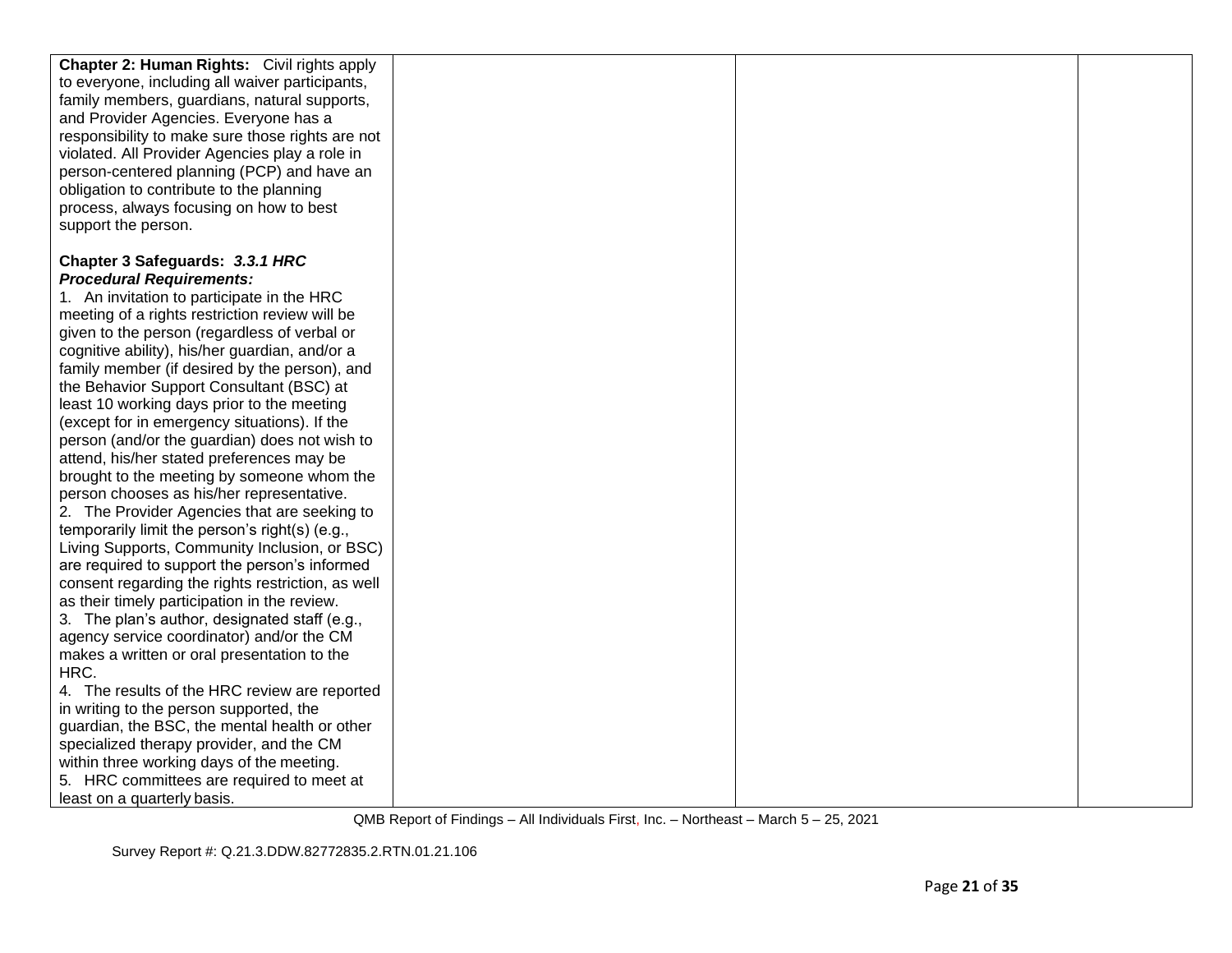| | | | |
|---|---|---|---|
| **Chapter 2: Human Rights:** Civil rights apply to everyone, including all waiver participants, family members, guardians, natural supports, and Provider Agencies. Everyone has a responsibility to make sure those rights are not violated. All Provider Agencies play a role in person-centered planning (PCP) and have an obligation to contribute to the planning process, always focusing on how to best support the person.<br><br>**Chapter 3 Safeguards:** ***3.3.1 HRC Procedural Requirements:***<br>1. An invitation to participate in the HRC meeting of a rights restriction review will be given to the person (regardless of verbal or cognitive ability), his/her guardian, and/or a family member (if desired by the person), and the Behavior Support Consultant (BSC) at least 10 working days prior to the meeting (except for in emergency situations). If the person (and/or the guardian) does not wish to attend, his/her stated preferences may be brought to the meeting by someone whom the person chooses as his/her representative.<br>2. The Provider Agencies that are seeking to temporarily limit the person's right(s) (e.g., Living Supports, Community Inclusion, or BSC) are required to support the person's informed consent regarding the rights restriction, as well as their timely participation in the review.<br>3. The plan's author, designated staff (e.g., agency service coordinator) and/or the CM makes a written or oral presentation to the HRC.<br>4. The results of the HRC review are reported in writing to the person supported, the guardian, the BSC, the mental health or other specialized therapy provider, and the CM within three working days of the meeting.<br>5. HRC committees are required to meet at least on a quarterly basis. | | | |

QMB Report of Findings – All Individuals First, Inc. – Northeast – March 5 – 25, 2021

Survey Report #: Q.21.3.DDW.82772835.2.RTN.01.21.106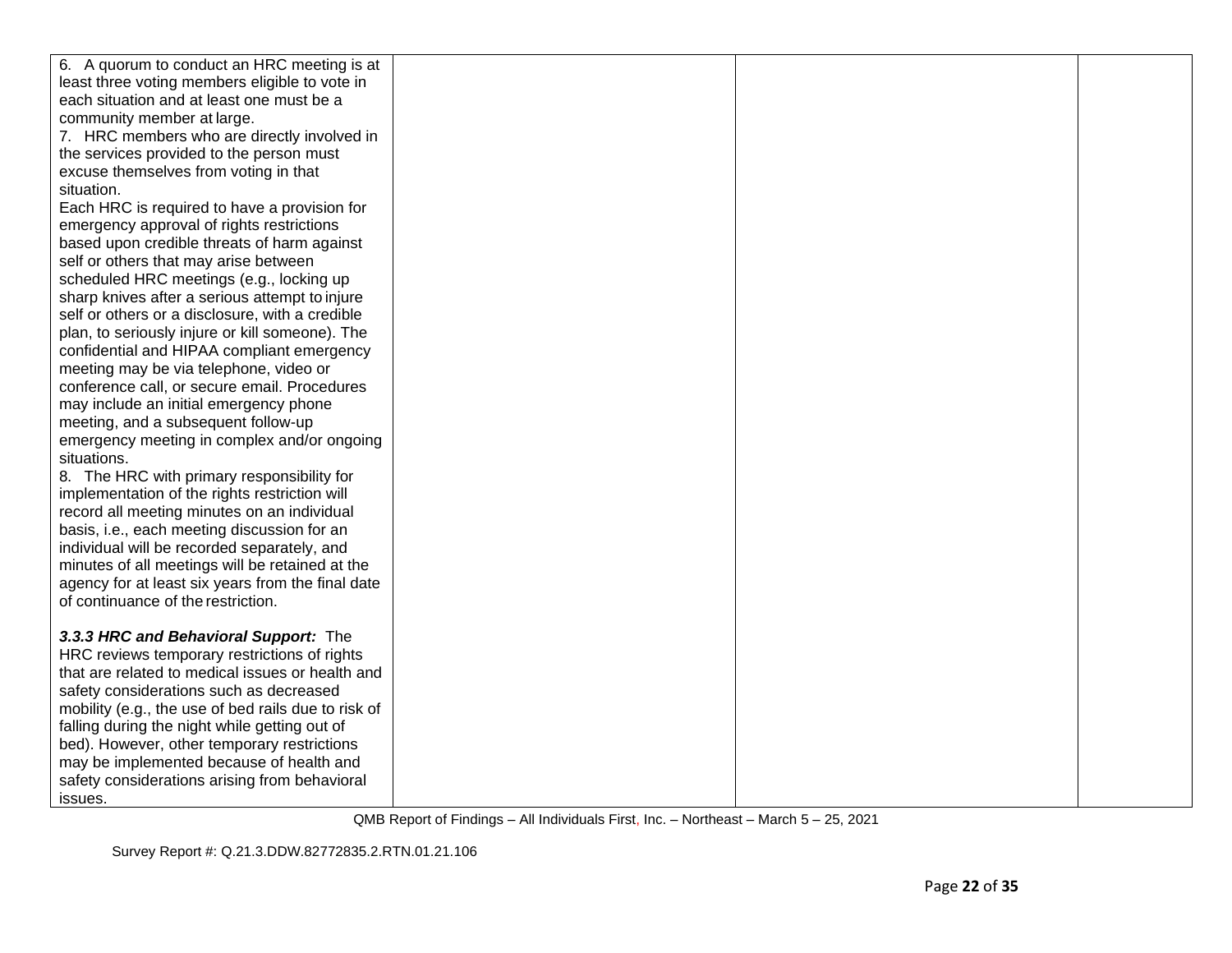| | | | |
|---|---|---|---|
| 6. A quorum to conduct an HRC meeting is at least three voting members eligible to vote in each situation and at least one must be a community member at large.<br>7. HRC members who are directly involved in the services provided to the person must excuse themselves from voting in that situation.<br>Each HRC is required to have a provision for emergency approval of rights restrictions based upon credible threats of harm against self or others that may arise between scheduled HRC meetings (e.g., locking up sharp knives after a serious attempt to injure self or others or a disclosure, with a credible plan, to seriously injure or kill someone). The confidential and HIPAA compliant emergency meeting may be via telephone, video or conference call, or secure email. Procedures may include an initial emergency phone meeting, and a subsequent follow-up emergency meeting in complex and/or ongoing situations.<br>8. The HRC with primary responsibility for implementation of the rights restriction will record all meeting minutes on an individual basis, i.e., each meeting discussion for an individual will be recorded separately, and minutes of all meetings will be retained at the agency for at least six years from the final date of continuance of the restriction.<br><br>***3.3.3 HRC and Behavioral Support:*** The HRC reviews temporary restrictions of rights that are related to medical issues or health and safety considerations such as decreased mobility (e.g., the use of bed rails due to risk of falling during the night while getting out of bed). However, other temporary restrictions may be implemented because of health and safety considerations arising from behavioral issues. | | | |

QMB Report of Findings – All Individuals First, Inc. – Northeast – March 5 – 25, 2021

Survey Report #: Q.21.3.DDW.82772835.2.RTN.01.21.106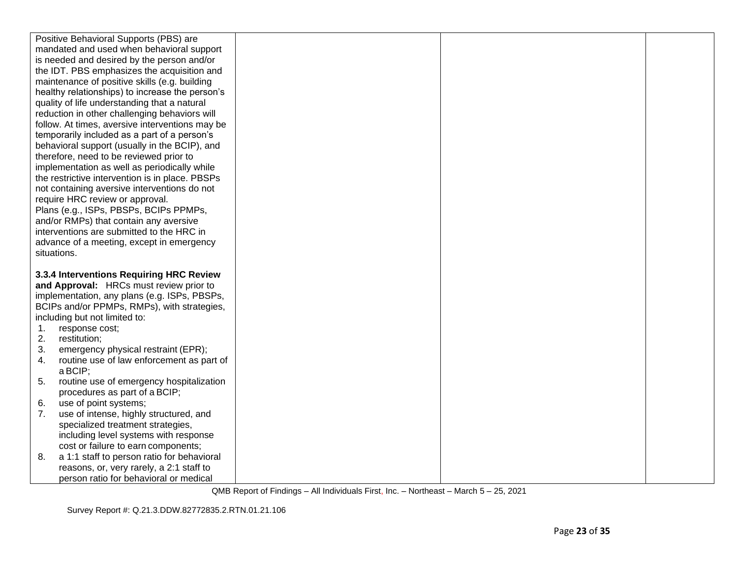| | | | |
|---|---|---|---|
| Positive Behavioral Supports (PBS) are mandated and used when behavioral support is needed and desired by the person and/or the IDT. PBS emphasizes the acquisition and maintenance of positive skills (e.g. building healthy relationships) to increase the person's quality of life understanding that a natural reduction in other challenging behaviors will follow. At times, aversive interventions may be temporarily included as a part of a person's behavioral support (usually in the BCIP), and therefore, need to be reviewed prior to implementation as well as periodically while the restrictive intervention is in place. PBSPs not containing aversive interventions do not require HRC review or approval.<br>Plans (e.g., ISPs, PBSPs, BCIPs PPMPs, and/or RMPs) that contain any aversive interventions are submitted to the HRC in advance of a meeting, except in emergency situations.<br><br>**3.3.4 Interventions Requiring HRC Review and Approval:** HRCs must review prior to implementation, any plans (e.g. ISPs, PBSPs, BCIPs and/or PPMPs, RMPs), with strategies, including but not limited to:<br>1. response cost;<br>2. restitution;<br>3. emergency physical restraint (EPR);<br>4. routine use of law enforcement as part of a BCIP;<br>5. routine use of emergency hospitalization procedures as part of a BCIP;<br>6. use of point systems;<br>7. use of intense, highly structured, and specialized treatment strategies, including level systems with response cost or failure to earn components;<br>8. a 1:1 staff to person ratio for behavioral reasons, or, very rarely, a 2:1 staff to person ratio for behavioral or medical | | | |

QMB Report of Findings – All Individuals First, Inc. – Northeast – March 5 – 25, 2021

Survey Report #: Q.21.3.DDW.82772835.2.RTN.01.21.106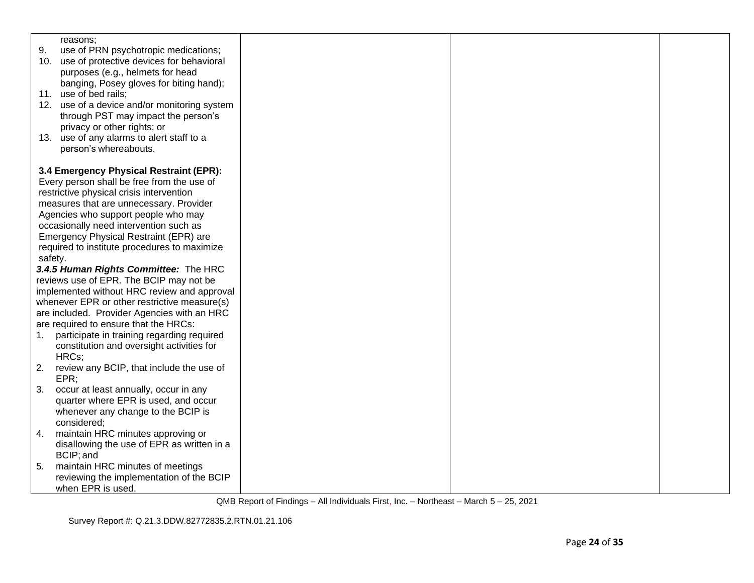| | | | |
|---|---|---|---|
| reasons;<br>9. use of PRN psychotropic medications;<br>10. use of protective devices for behavioral purposes (e.g., helmets for head banging, Posey gloves for biting hand);<br>11. use of bed rails;<br>12. use of a device and/or monitoring system through PST may impact the person's privacy or other rights; or<br>13. use of any alarms to alert staff to a person's whereabouts.<br><br>**3.4 Emergency Physical Restraint (EPR):** Every person shall be free from the use of restrictive physical crisis intervention measures that are unnecessary. Provider Agencies who support people who may occasionally need intervention such as Emergency Physical Restraint (EPR) are required to institute procedures to maximize safety.<br>***3.4.5 Human Rights Committee:*** The HRC reviews use of EPR. The BCIP may not be implemented without HRC review and approval whenever EPR or other restrictive measure(s) are included. Provider Agencies with an HRC are required to ensure that the HRCs:<br>1. participate in training regarding required constitution and oversight activities for HRCs;<br>2. review any BCIP, that include the use of EPR;<br>3. occur at least annually, occur in any quarter where EPR is used, and occur whenever any change to the BCIP is considered;<br>4. maintain HRC minutes approving or disallowing the use of EPR as written in a BCIP; and<br>5. maintain HRC minutes of meetings reviewing the implementation of the BCIP when EPR is used. | | | |

QMB Report of Findings – All Individuals First, Inc. – Northeast – March 5 – 25, 2021

Survey Report #: Q.21.3.DDW.82772835.2.RTN.01.21.106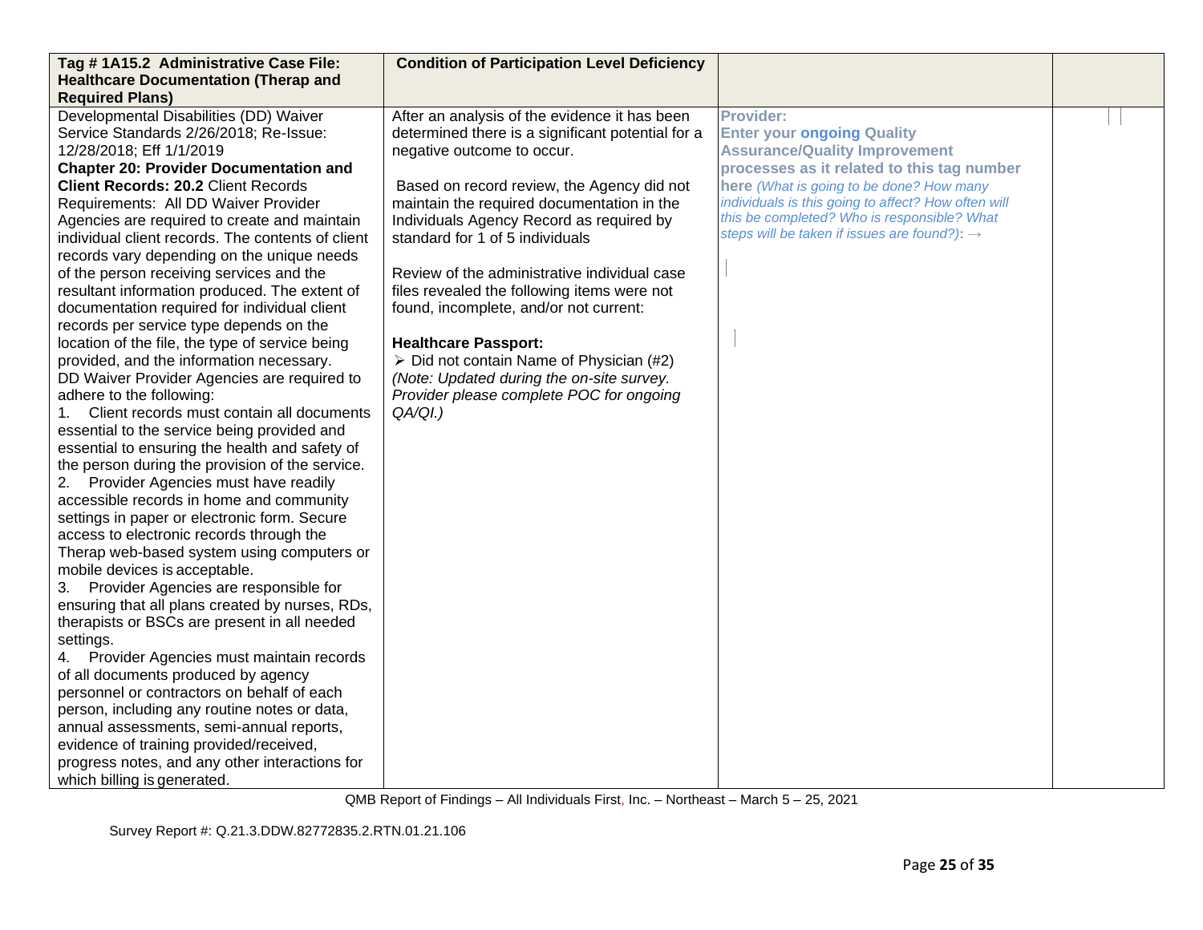| Tag # 1A15.2 Administrative Case File: Healthcare Documentation (Therap and Required Plans) | Condition of Participation Level Deficiency | | |
|---|---|---|---|
| Developmental Disabilities (DD) Waiver Service Standards 2/26/2018; Re-Issue: 12/28/2018; Eff 1/1/2019<br>**Chapter 20: Provider Documentation and Client Records: 20.2** Client Records Requirements: All DD Waiver Provider Agencies are required to create and maintain individual client records. The contents of client records vary depending on the unique needs of the person receiving services and the resultant information produced. The extent of documentation required for individual client records per service type depends on the location of the file, the type of service being provided, and the information necessary.<br>DD Waiver Provider Agencies are required to adhere to the following:<br>1. Client records must contain all documents essential to the service being provided and essential to ensuring the health and safety of the person during the provision of the service.<br>2. Provider Agencies must have readily accessible records in home and community settings in paper or electronic form. Secure access to electronic records through the Therap web-based system using computers or mobile devices is acceptable.<br>3. Provider Agencies are responsible for ensuring that all plans created by nurses, RDs, therapists or BSCs are present in all needed settings.<br>4. Provider Agencies must maintain records of all documents produced by agency personnel or contractors on behalf of each person, including any routine notes or data, annual assessments, semi-annual reports, evidence of training provided/received, progress notes, and any other interactions for which billing is generated. | After an analysis of the evidence it has been determined there is a significant potential for a negative outcome to occur.<br><br>Based on record review, the Agency did not maintain the required documentation in the Individuals Agency Record as required by standard for 1 of 5 individuals<br><br>Review of the administrative individual case files revealed the following items were not found, incomplete, and/or not current:<br><br>**Healthcare Passport:**<br>➢ Did not contain Name of Physician (#2)<br>*(Note: Updated during the on-site survey. Provider please complete POC for ongoing QA/QI.)* | **Provider:**<br>**Enter your ongoing Quality Assurance/Quality Improvement processes as it related to this tag number here** *(What is going to be done? How many individuals is this going to affect? How often will this be completed? Who is responsible? What steps will be taken if issues are found?):* → | |

QMB Report of Findings – All Individuals First, Inc. – Northeast – March 5 – 25, 2021

Survey Report #: Q.21.3.DDW.82772835.2.RTN.01.21.106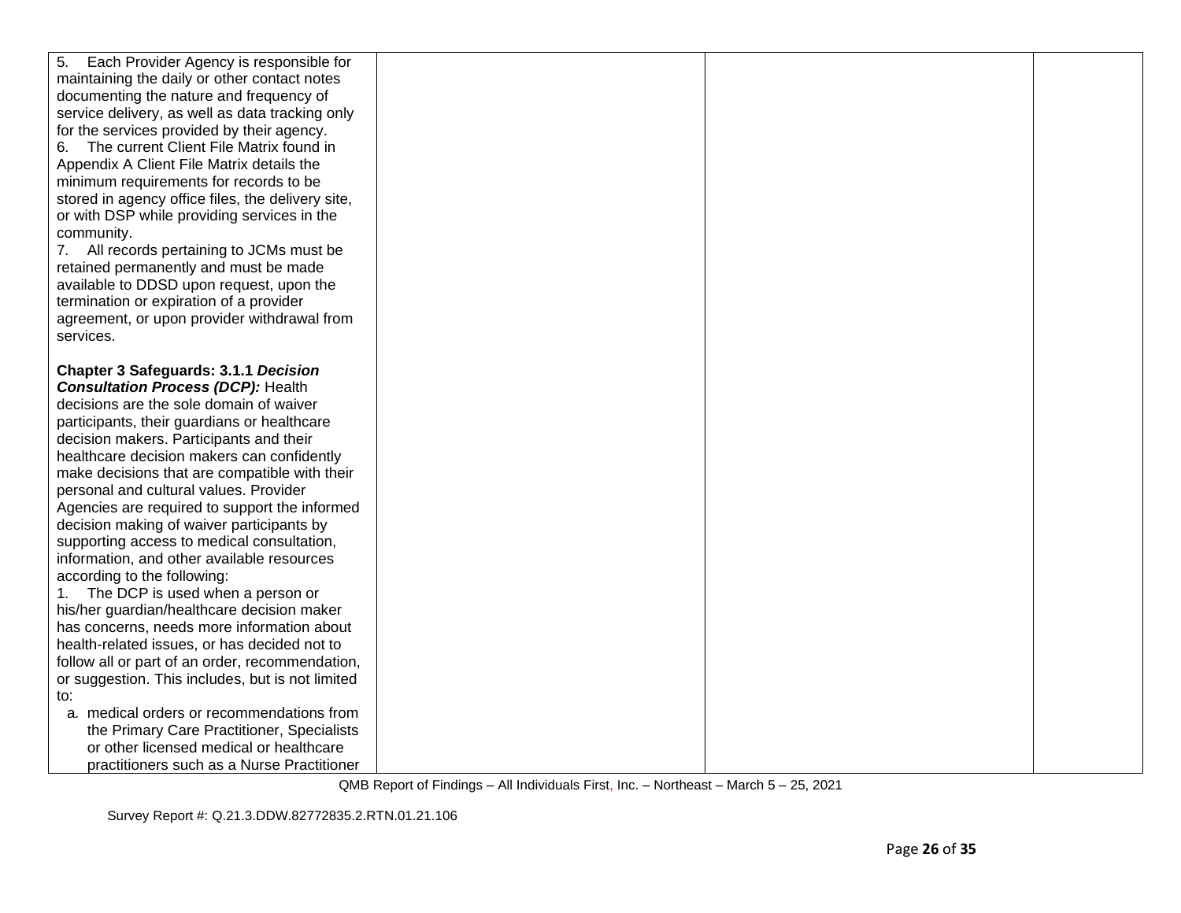| | | | |
|---|---|---|---|
| 5. Each Provider Agency is responsible for maintaining the daily or other contact notes documenting the nature and frequency of service delivery, as well as data tracking only for the services provided by their agency.<br>6. The current Client File Matrix found in Appendix A Client File Matrix details the minimum requirements for records to be stored in agency office files, the delivery site, or with DSP while providing services in the community.<br>7. All records pertaining to JCMs must be retained permanently and must be made available to DDSD upon request, upon the termination or expiration of a provider agreement, or upon provider withdrawal from services.<br><br>**Chapter 3 Safeguards: 3.1.1 *Decision Consultation Process (DCP):*** Health decisions are the sole domain of waiver participants, their guardians or healthcare decision makers. Participants and their healthcare decision makers can confidently make decisions that are compatible with their personal and cultural values. Provider Agencies are required to support the informed decision making of waiver participants by supporting access to medical consultation, information, and other available resources according to the following:<br>1. The DCP is used when a person or his/her guardian/healthcare decision maker has concerns, needs more information about health-related issues, or has decided not to follow all or part of an order, recommendation, or suggestion. This includes, but is not limited to:<br>a. medical orders or recommendations from the Primary Care Practitioner, Specialists or other licensed medical or healthcare practitioners such as a Nurse Practitioner | | | |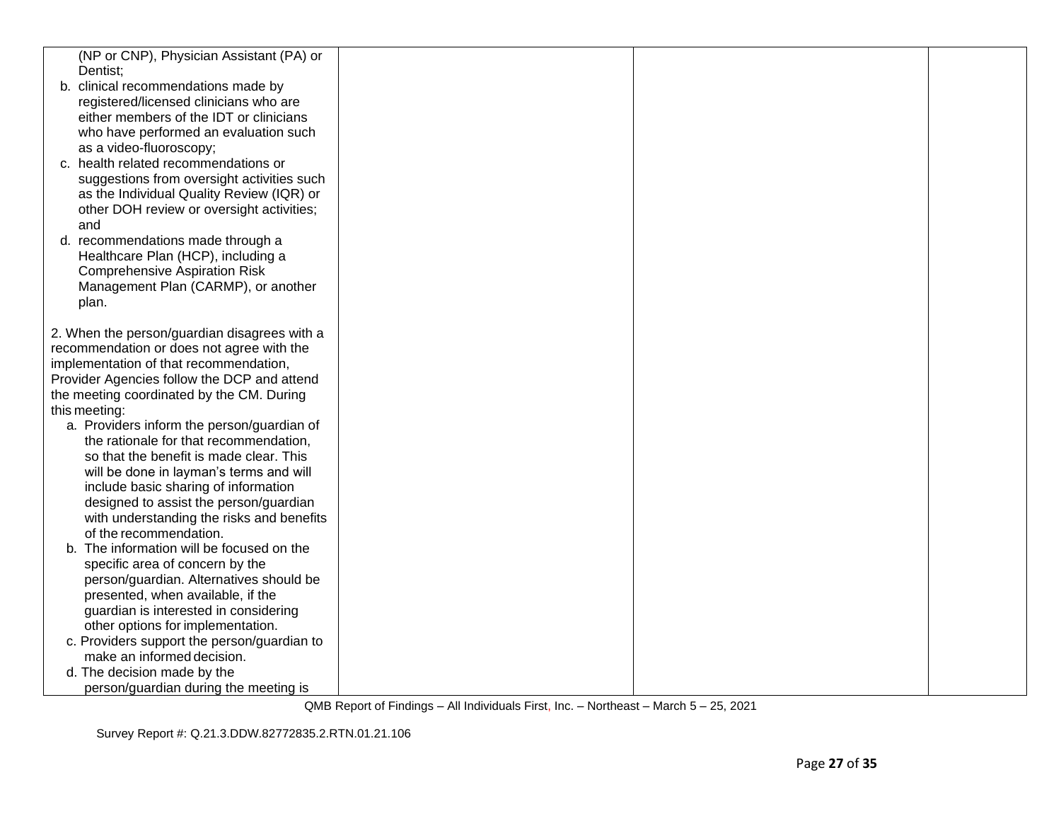| | | | |
|---|---|---|---|
| (NP or CNP), Physician Assistant (PA) or Dentist;<br>b. clinical recommendations made by registered/licensed clinicians who are either members of the IDT or clinicians who have performed an evaluation such as a video-fluoroscopy;<br>c. health related recommendations or suggestions from oversight activities such as the Individual Quality Review (IQR) or other DOH review or oversight activities; and<br>d. recommendations made through a Healthcare Plan (HCP), including a Comprehensive Aspiration Risk Management Plan (CARMP), or another plan.<br><br>2. When the person/guardian disagrees with a recommendation or does not agree with the implementation of that recommendation, Provider Agencies follow the DCP and attend the meeting coordinated by the CM. During this meeting:<br>a. Providers inform the person/guardian of the rationale for that recommendation, so that the benefit is made clear. This will be done in layman's terms and will include basic sharing of information designed to assist the person/guardian with understanding the risks and benefits of the recommendation.<br>b. The information will be focused on the specific area of concern by the person/guardian. Alternatives should be presented, when available, if the guardian is interested in considering other options for implementation.<br>c. Providers support the person/guardian to make an informed decision.<br>d. The decision made by the person/guardian during the meeting is | | | |

QMB Report of Findings – All Individuals First, Inc. – Northeast – March 5 – 25, 2021

Survey Report #: Q.21.3.DDW.82772835.2.RTN.01.21.106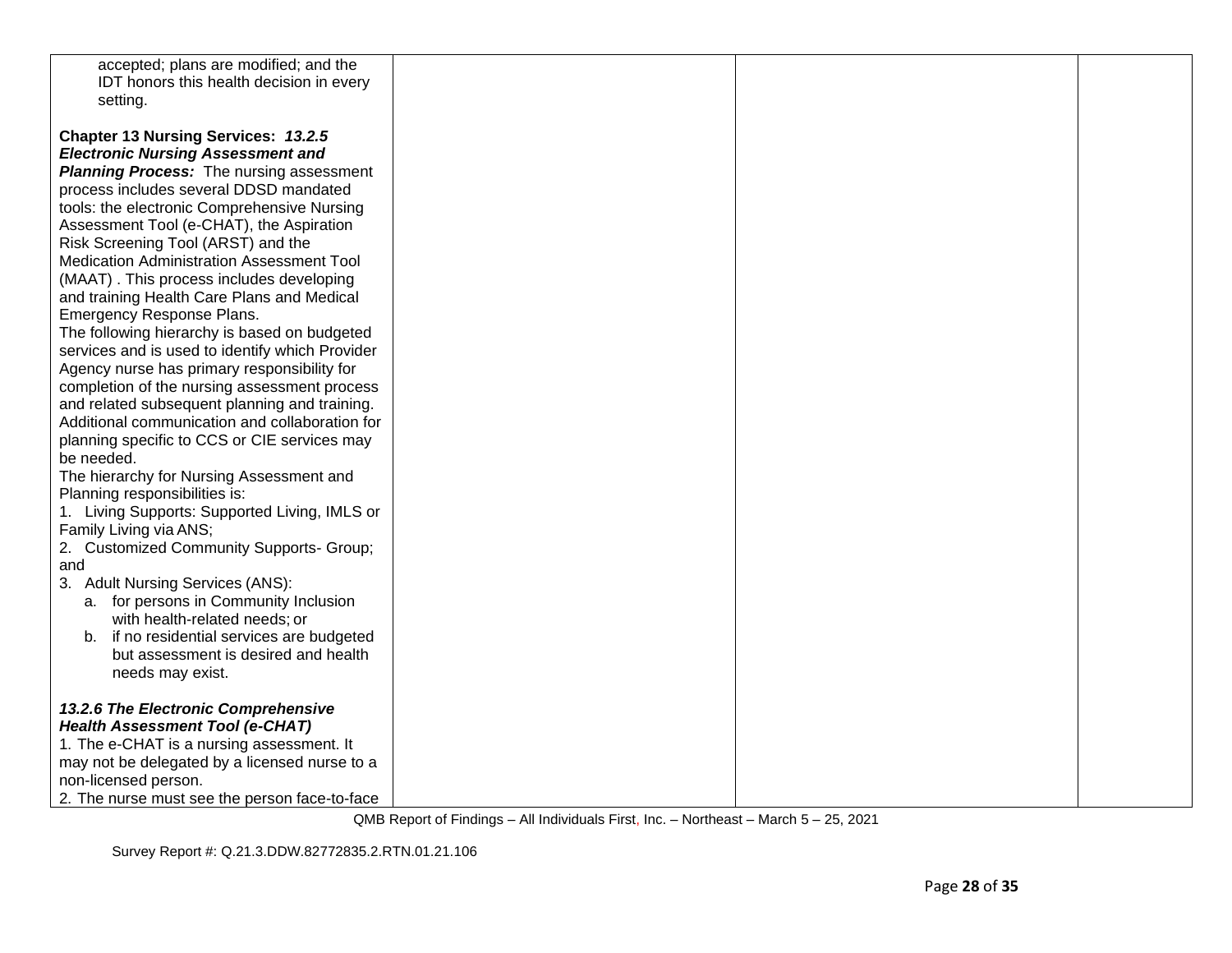| | | | |
|---|---|---|---|
| accepted; plans are modified; and the IDT honors this health decision in every setting.<br><br>**Chapter 13 Nursing Services:** ***13.2.5 Electronic Nursing Assessment and Planning Process:*** The nursing assessment process includes several DDSD mandated tools: the electronic Comprehensive Nursing Assessment Tool (e-CHAT), the Aspiration Risk Screening Tool (ARST) and the Medication Administration Assessment Tool (MAAT) . This process includes developing and training Health Care Plans and Medical Emergency Response Plans.<br>The following hierarchy is based on budgeted services and is used to identify which Provider Agency nurse has primary responsibility for completion of the nursing assessment process and related subsequent planning and training. Additional communication and collaboration for planning specific to CCS or CIE services may be needed.<br>The hierarchy for Nursing Assessment and Planning responsibilities is:<br>1. Living Supports: Supported Living, IMLS or Family Living via ANS;<br>2. Customized Community Supports- Group; and<br>3. Adult Nursing Services (ANS):<br>a. for persons in Community Inclusion with health-related needs; or<br>b. if no residential services are budgeted but assessment is desired and health needs may exist.<br><br>***13.2.6 The Electronic Comprehensive Health Assessment Tool (e-CHAT)***<br>1. The e-CHAT is a nursing assessment. It may not be delegated by a licensed nurse to a non-licensed person.<br>2. The nurse must see the person face-to-face | | | |

QMB Report of Findings – All Individuals First, Inc. – Northeast – March 5 – 25, 2021

Survey Report #: Q.21.3.DDW.82772835.2.RTN.01.21.106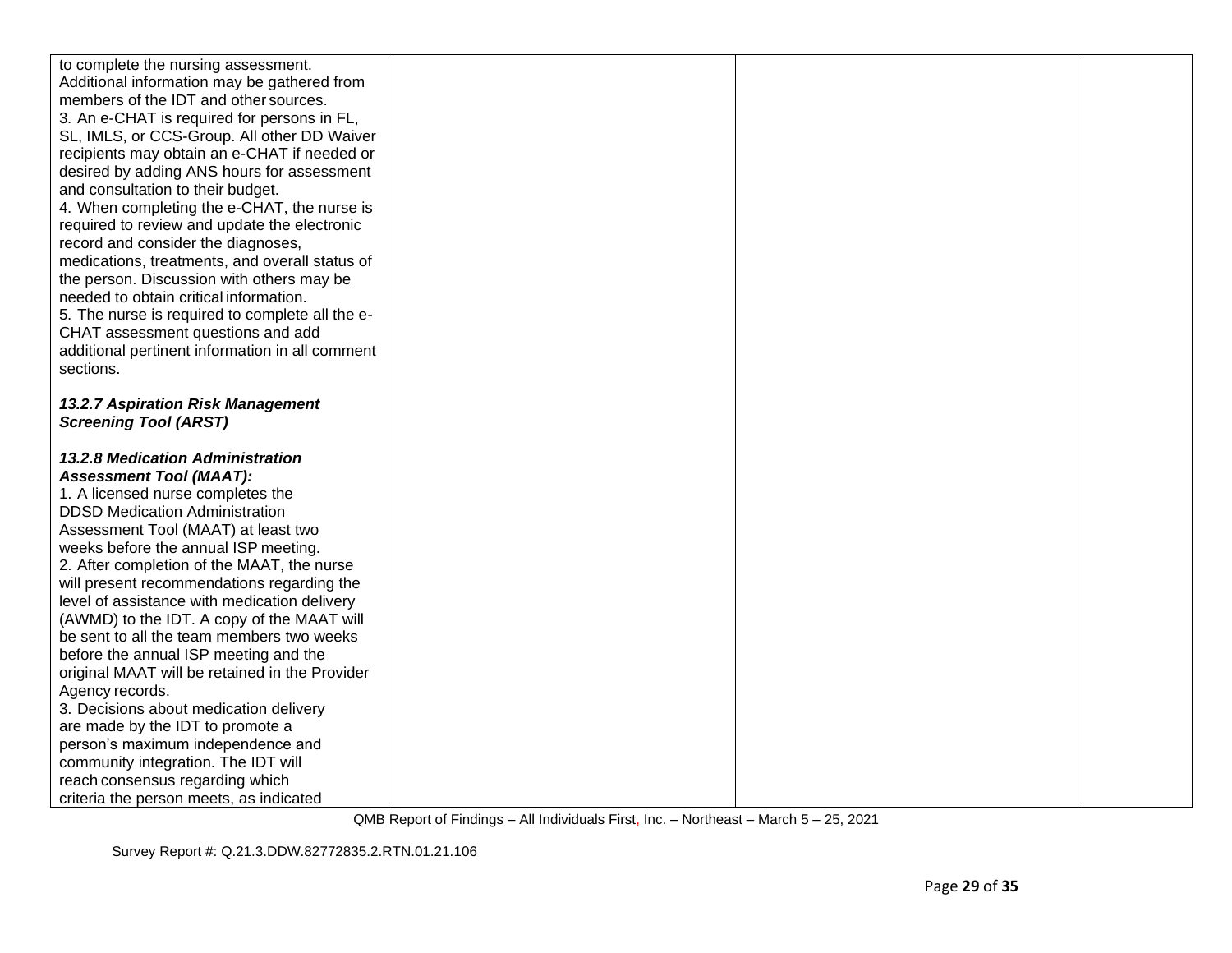| | | | |
|---|---|---|---|
| to complete the nursing assessment. Additional information may be gathered from members of the IDT and other sources.<br>3. An e-CHAT is required for persons in FL, SL, IMLS, or CCS-Group. All other DD Waiver recipients may obtain an e-CHAT if needed or desired by adding ANS hours for assessment and consultation to their budget.<br>4. When completing the e-CHAT, the nurse is required to review and update the electronic record and consider the diagnoses, medications, treatments, and overall status of the person. Discussion with others may be needed to obtain critical information.<br>5. The nurse is required to complete all the e-CHAT assessment questions and add additional pertinent information in all comment sections.<br><br>***13.2.7 Aspiration Risk Management Screening Tool (ARST)***<br><br>***13.2.8 Medication Administration Assessment Tool (MAAT):***<br>1. A licensed nurse completes the DDSD Medication Administration Assessment Tool (MAAT) at least two weeks before the annual ISP meeting.<br>2. After completion of the MAAT, the nurse will present recommendations regarding the level of assistance with medication delivery (AWMD) to the IDT. A copy of the MAAT will be sent to all the team members two weeks before the annual ISP meeting and the original MAAT will be retained in the Provider Agency records.<br>3. Decisions about medication delivery are made by the IDT to promote a person's maximum independence and community integration. The IDT will reach consensus regarding which criteria the person meets, as indicated | | | |

QMB Report of Findings – All Individuals First, Inc. – Northeast – March 5 – 25, 2021

Survey Report #: Q.21.3.DDW.82772835.2.RTN.01.21.106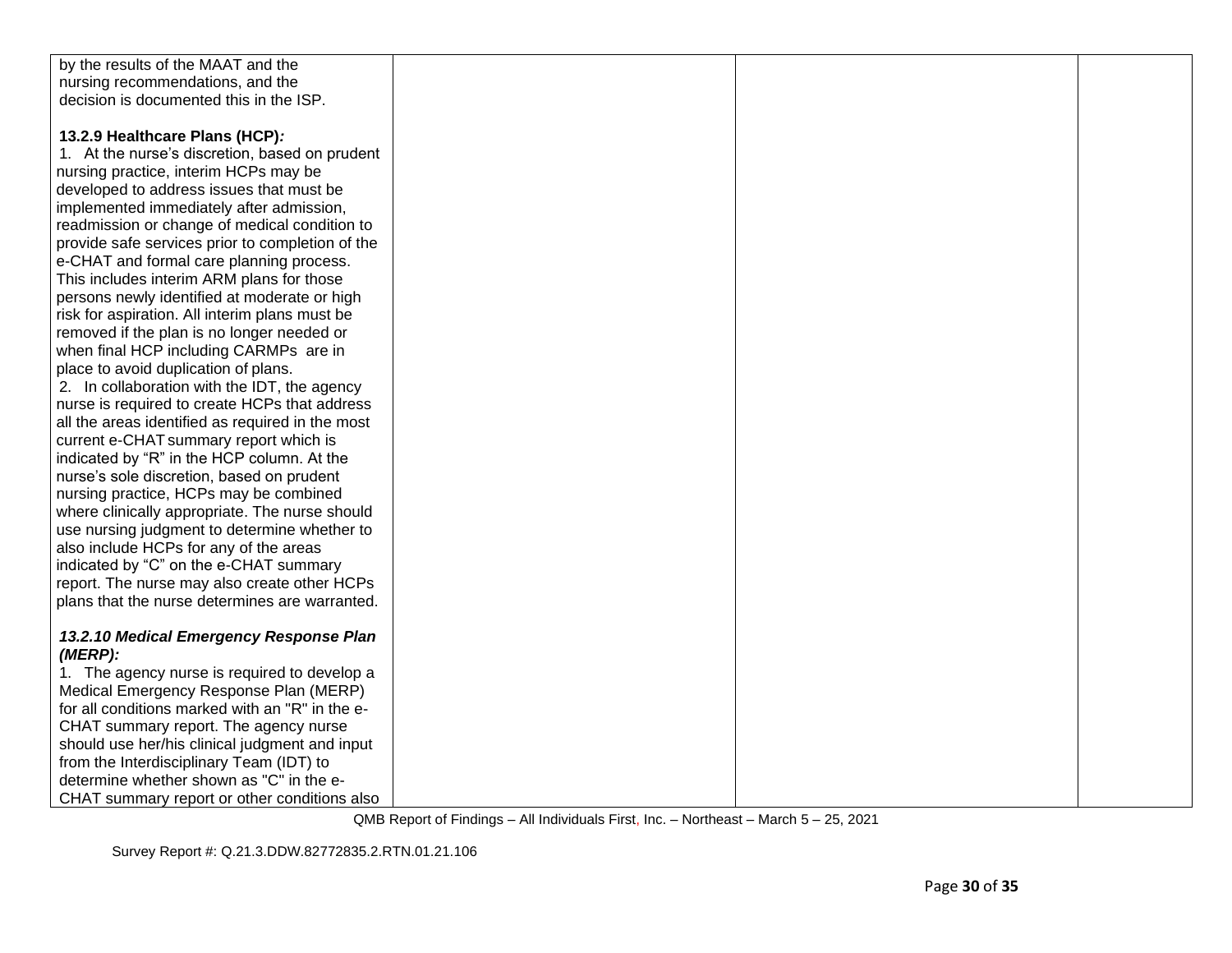| | | | |
|---|---|---|---|
| by the results of the MAAT and the nursing recommendations, and the decision is documented this in the ISP.<br><br>**13.2.9 Healthcare Plans (HCP)*:***<br>1. At the nurse's discretion, based on prudent nursing practice, interim HCPs may be developed to address issues that must be implemented immediately after admission, readmission or change of medical condition to provide safe services prior to completion of the e-CHAT and formal care planning process. This includes interim ARM plans for those persons newly identified at moderate or high risk for aspiration. All interim plans must be removed if the plan is no longer needed or when final HCP including CARMPs are in place to avoid duplication of plans.<br>2. In collaboration with the IDT, the agency nurse is required to create HCPs that address all the areas identified as required in the most current e-CHAT summary report which is indicated by "R" in the HCP column. At the nurse's sole discretion, based on prudent nursing practice, HCPs may be combined where clinically appropriate. The nurse should use nursing judgment to determine whether to also include HCPs for any of the areas indicated by "C" on the e-CHAT summary report. The nurse may also create other HCPs plans that the nurse determines are warranted.<br><br>***13.2.10 Medical Emergency Response Plan (MERP):***<br>1. The agency nurse is required to develop a Medical Emergency Response Plan (MERP) for all conditions marked with an "R" in the e-CHAT summary report. The agency nurse should use her/his clinical judgment and input from the Interdisciplinary Team (IDT) to determine whether shown as "C" in the e-CHAT summary report or other conditions also | | | |

QMB Report of Findings – All Individuals First, Inc. – Northeast – March 5 – 25, 2021

Survey Report #: Q.21.3.DDW.82772835.2.RTN.01.21.106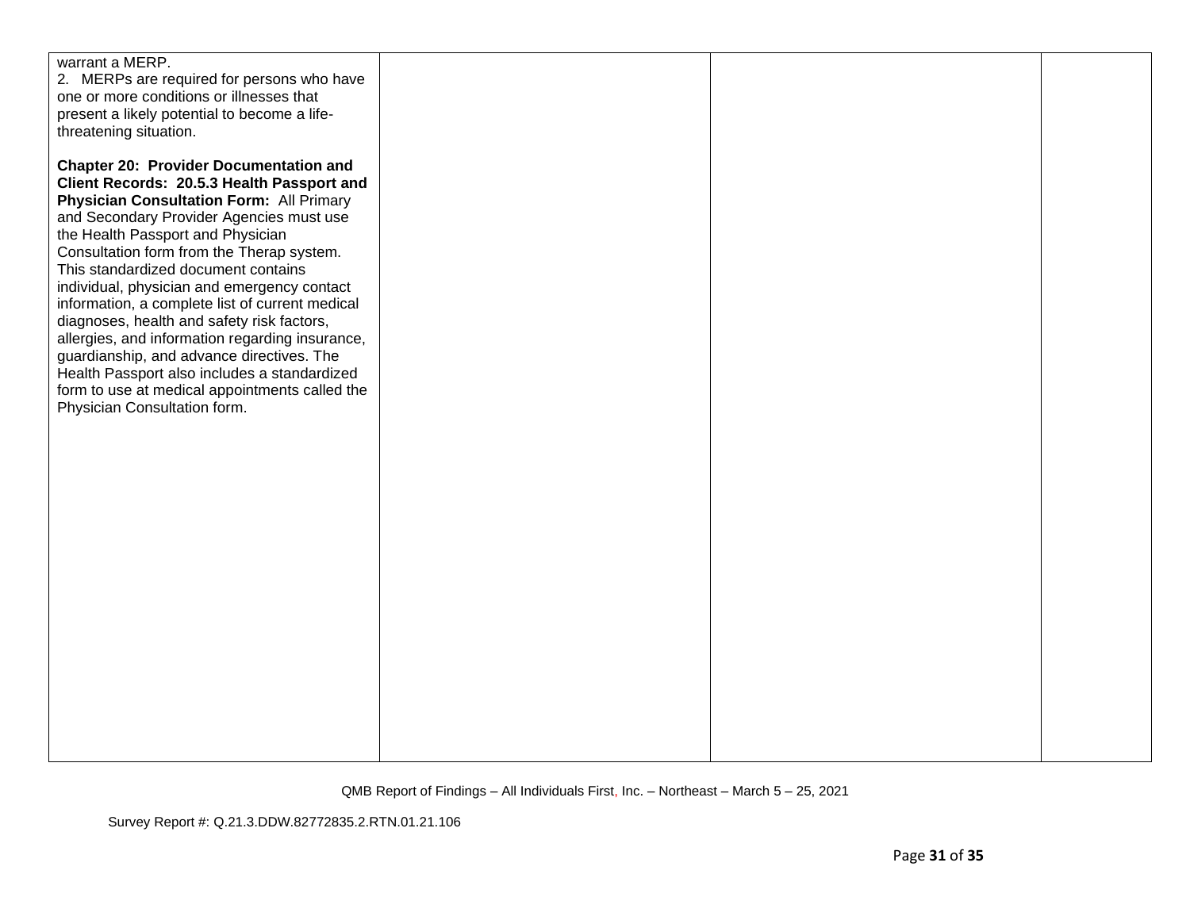| | | | |
|---|---|---|---|
| warrant a MERP.<br>2. MERPs are required for persons who have one or more conditions or illnesses that present a likely potential to become a life-threatening situation.<br><br>**Chapter 20: Provider Documentation and Client Records: 20.5.3 Health Passport and Physician Consultation Form:** All Primary and Secondary Provider Agencies must use the Health Passport and Physician Consultation form from the Therap system. This standardized document contains individual, physician and emergency contact information, a complete list of current medical diagnoses, health and safety risk factors, allergies, and information regarding insurance, guardianship, and advance directives. The Health Passport also includes a standardized form to use at medical appointments called the Physician Consultation form. | | | |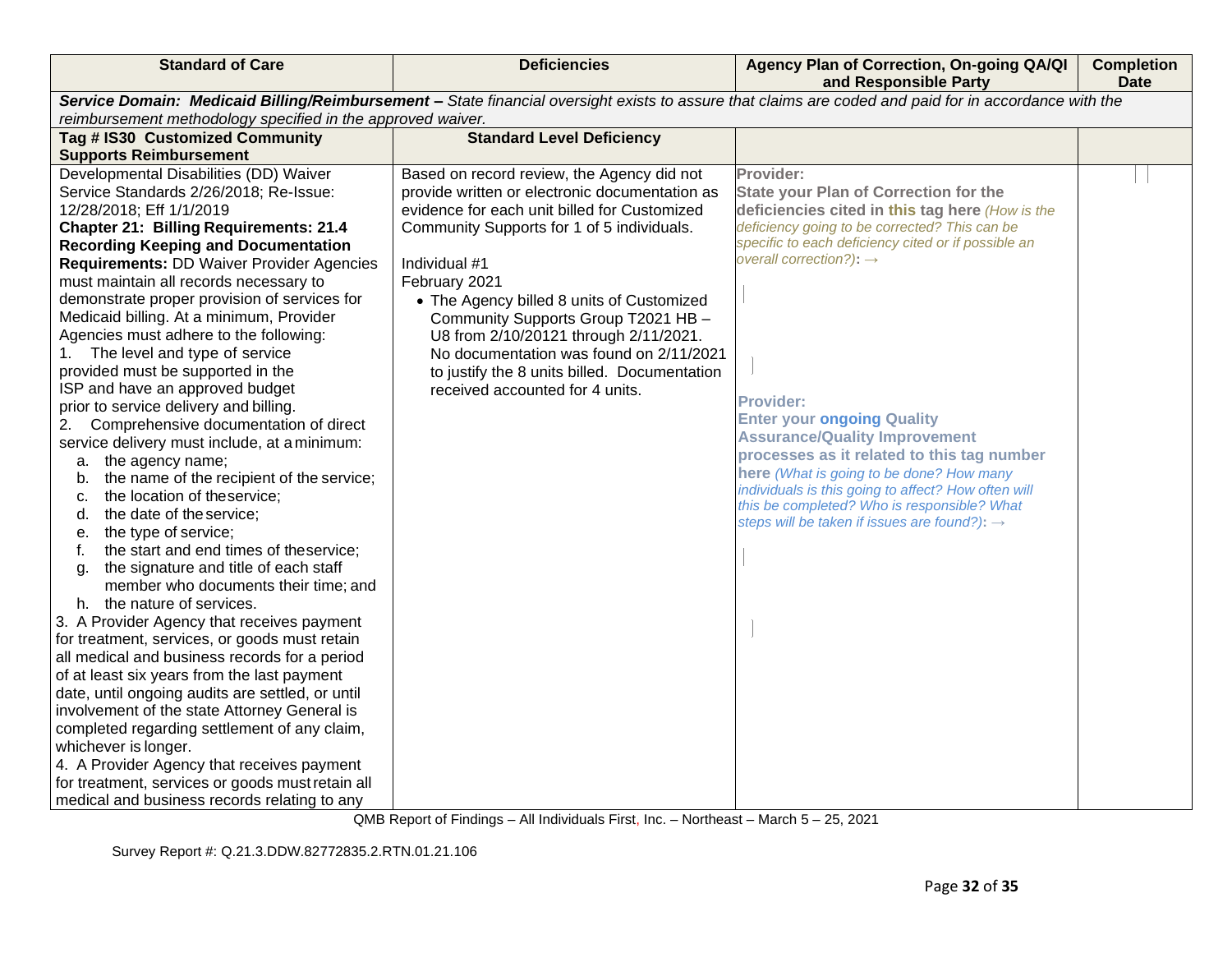| Standard of Care | Deficiencies | Agency Plan of Correction, On-going QA/QI and Responsible Party | Completion Date |
|---|---|---|---|
| ***Service Domain: Medicaid Billing/Reimbursement –*** *State financial oversight exists to assure that claims are coded and paid for in accordance with the reimbursement methodology specified in the approved waiver.* | | | |
| **Tag # IS30 Customized Community Supports Reimbursement** | **Standard Level Deficiency** | | |
| Developmental Disabilities (DD) Waiver Service Standards 2/26/2018; Re-Issue: 12/28/2018; Eff 1/1/2019<br>**Chapter 21: Billing Requirements: 21.4 Recording Keeping and Documentation Requirements:** DD Waiver Provider Agencies must maintain all records necessary to demonstrate proper provision of services for Medicaid billing. At a minimum, Provider Agencies must adhere to the following:<br>1. The level and type of service provided must be supported in the ISP and have an approved budget prior to service delivery and billing.<br>2. Comprehensive documentation of direct service delivery must include, at a minimum:<br>a. the agency name;<br>b. the name of the recipient of the service;<br>c. the location of the service;<br>d. the date of the service;<br>e. the type of service;<br>f. the start and end times of the service;<br>g. the signature and title of each staff member who documents their time; and<br>h. the nature of services.<br>3. A Provider Agency that receives payment for treatment, services, or goods must retain all medical and business records for a period of at least six years from the last payment date, until ongoing audits are settled, or until involvement of the state Attorney General is completed regarding settlement of any claim, whichever is longer.<br>4. A Provider Agency that receives payment for treatment, services or goods must retain all medical and business records relating to any | Based on record review, the Agency did not provide written or electronic documentation as evidence for each unit billed for Customized Community Supports for 1 of 5 individuals.<br><br>Individual #1<br>February 2021<br>• The Agency billed 8 units of Customized Community Supports Group T2021 HB – U8 from 2/10/20121 through 2/11/2021. No documentation was found on 2/11/2021 to justify the 8 units billed. Documentation received accounted for 4 units. | **Provider:**<br>**State your Plan of Correction for the deficiencies cited in this tag here** *(How is the deficiency going to be corrected? This can be specific to each deficiency cited or if possible an overall correction?)*: →<br><br><br><br>**Provider:**<br>**Enter your ongoing Quality Assurance/Quality Improvement processes as it related to this tag number here** *(What is going to be done? How many individuals is this going to affect? How often will this be completed? Who is responsible? What steps will be taken if issues are found?)*: → | |

QMB Report of Findings – All Individuals First, Inc. – Northeast – March 5 – 25, 2021

Survey Report #: Q.21.3.DDW.82772835.2.RTN.01.21.106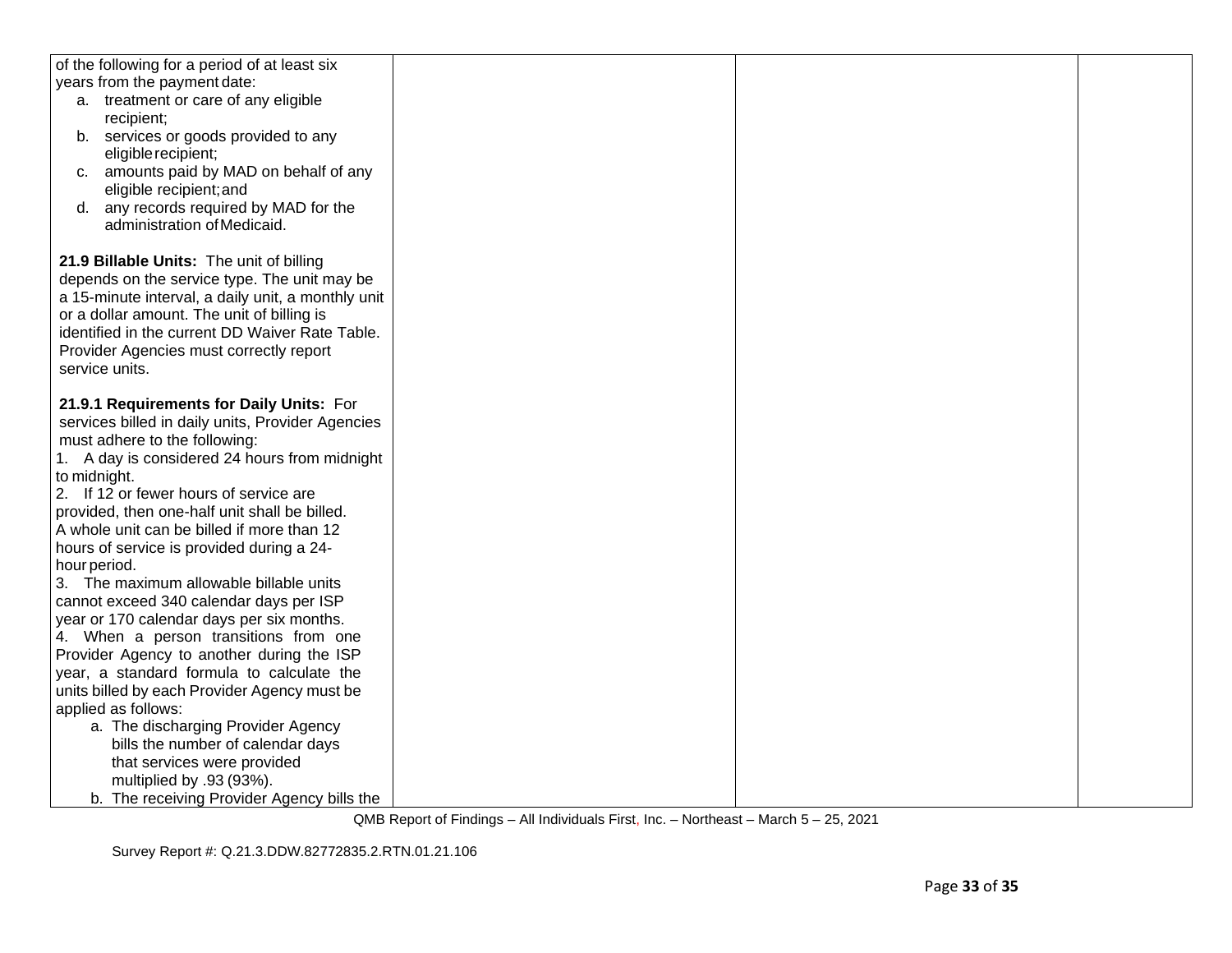| | | | |
|---|---|---|---|
| of the following for a period of at least six years from the payment date:<br>a. treatment or care of any eligible recipient;<br>b. services or goods provided to any eligible recipient;<br>c. amounts paid by MAD on behalf of any eligible recipient; and<br>d. any records required by MAD for the administration of Medicaid.<br><br>**21.9 Billable Units:** The unit of billing depends on the service type. The unit may be a 15-minute interval, a daily unit, a monthly unit or a dollar amount. The unit of billing is identified in the current DD Waiver Rate Table. Provider Agencies must correctly report service units.<br><br>**21.9.1 Requirements for Daily Units:** For services billed in daily units, Provider Agencies must adhere to the following:<br>1. A day is considered 24 hours from midnight to midnight.<br>2. If 12 or fewer hours of service are provided, then one-half unit shall be billed. A whole unit can be billed if more than 12 hours of service is provided during a 24-hour period.<br>3. The maximum allowable billable units cannot exceed 340 calendar days per ISP year or 170 calendar days per six months.<br>4. When a person transitions from one Provider Agency to another during the ISP year, a standard formula to calculate the units billed by each Provider Agency must be applied as follows:<br>a. The discharging Provider Agency bills the number of calendar days that services were provided multiplied by .93 (93%).<br>b. The receiving Provider Agency bills the | | | |

QMB Report of Findings – All Individuals First, Inc. – Northeast – March 5 – 25, 2021

Survey Report #: Q.21.3.DDW.82772835.2.RTN.01.21.106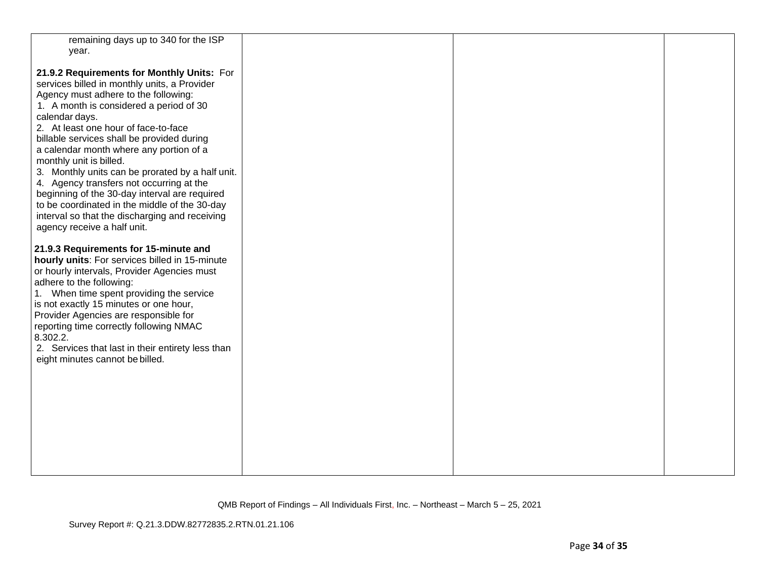| | | | |
|---|---|---|---|
| remaining days up to 340 for the ISP year.<br><br>**21.9.2 Requirements for Monthly Units:** For services billed in monthly units, a Provider Agency must adhere to the following:<br>1. A month is considered a period of 30 calendar days.<br>2. At least one hour of face-to-face billable services shall be provided during a calendar month where any portion of a monthly unit is billed.<br>3. Monthly units can be prorated by a half unit.<br>4. Agency transfers not occurring at the beginning of the 30-day interval are required to be coordinated in the middle of the 30-day interval so that the discharging and receiving agency receive a half unit.<br><br>**21.9.3 Requirements for 15-minute and hourly units**: For services billed in 15-minute or hourly intervals, Provider Agencies must adhere to the following:<br>1. When time spent providing the service is not exactly 15 minutes or one hour, Provider Agencies are responsible for reporting time correctly following NMAC 8.302.2.<br>2. Services that last in their entirety less than eight minutes cannot be billed. | | | |

QMB Report of Findings – All Individuals First, Inc. – Northeast – March 5 – 25, 2021

Survey Report #: Q.21.3.DDW.82772835.2.RTN.01.21.106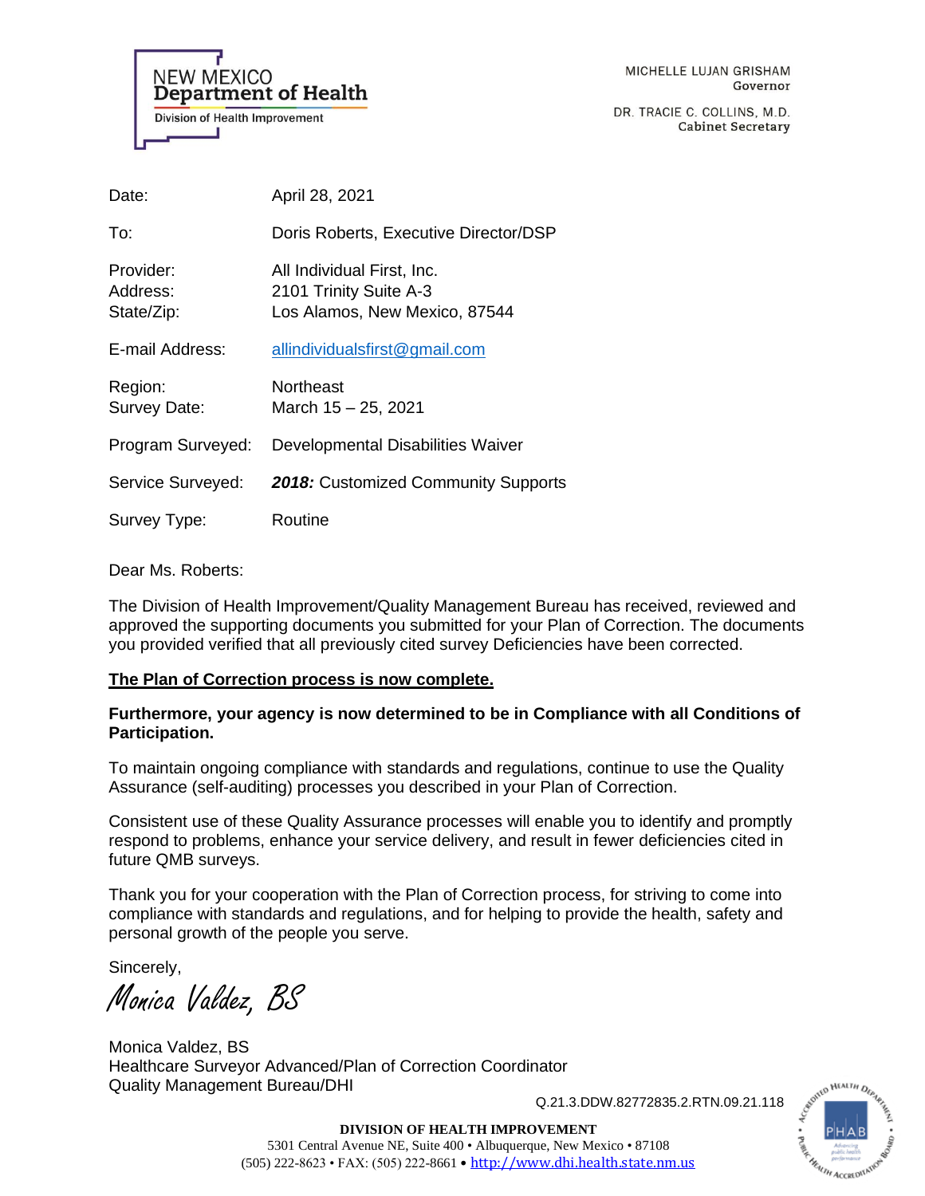NEW MEXICO
**Department of Health**
Division of Health Improvement

MICHELLE LUJAN GRISHAM
Governor

DR. TRACIE C. COLLINS, M.D.
Cabinet Secretary

| | |
|---|---|
| Date: | April 28, 2021 |
| To: | Doris Roberts, Executive Director/DSP |
| Provider: | All Individual First, Inc. |
| Address: | 2101 Trinity Suite A-3 |
| State/Zip: | Los Alamos, New Mexico, 87544 |
| E-mail Address: | allindividualsfirst@gmail.com |
| Region: | Northeast |
| Survey Date: | March 15 – 25, 2021 |
| Program Surveyed: | Developmental Disabilities Waiver |
| Service Surveyed: | ***2018:*** Customized Community Supports |
| Survey Type: | Routine |

Dear Ms. Roberts:

The Division of Health Improvement/Quality Management Bureau has received, reviewed and approved the supporting documents you submitted for your Plan of Correction. The documents you provided verified that all previously cited survey Deficiencies have been corrected.

**The Plan of Correction process is now complete.**

**Furthermore, your agency is now determined to be in Compliance with all Conditions of Participation.**

To maintain ongoing compliance with standards and regulations, continue to use the Quality Assurance (self-auditing) processes you described in your Plan of Correction.

Consistent use of these Quality Assurance processes will enable you to identify and promptly respond to problems, enhance your service delivery, and result in fewer deficiencies cited in future QMB surveys.

Thank you for your cooperation with the Plan of Correction process, for striving to come into compliance with standards and regulations, and for helping to provide the health, safety and personal growth of the people you serve.

Sincerely,

*Monica Valdez, BS*

Monica Valdez, BS
Healthcare Surveyor Advanced/Plan of Correction Coordinator
Quality Management Bureau/DHI

Q.21.3.DDW.82772835.2.RTN.09.21.118

**DIVISION OF HEALTH IMPROVEMENT**
5301 Central Avenue NE, Suite 400 • Albuquerque, New Mexico • 87108
(505) 222-8623 • FAX: (505) 222-8661 • http://www.dhi.health.state.nm.us